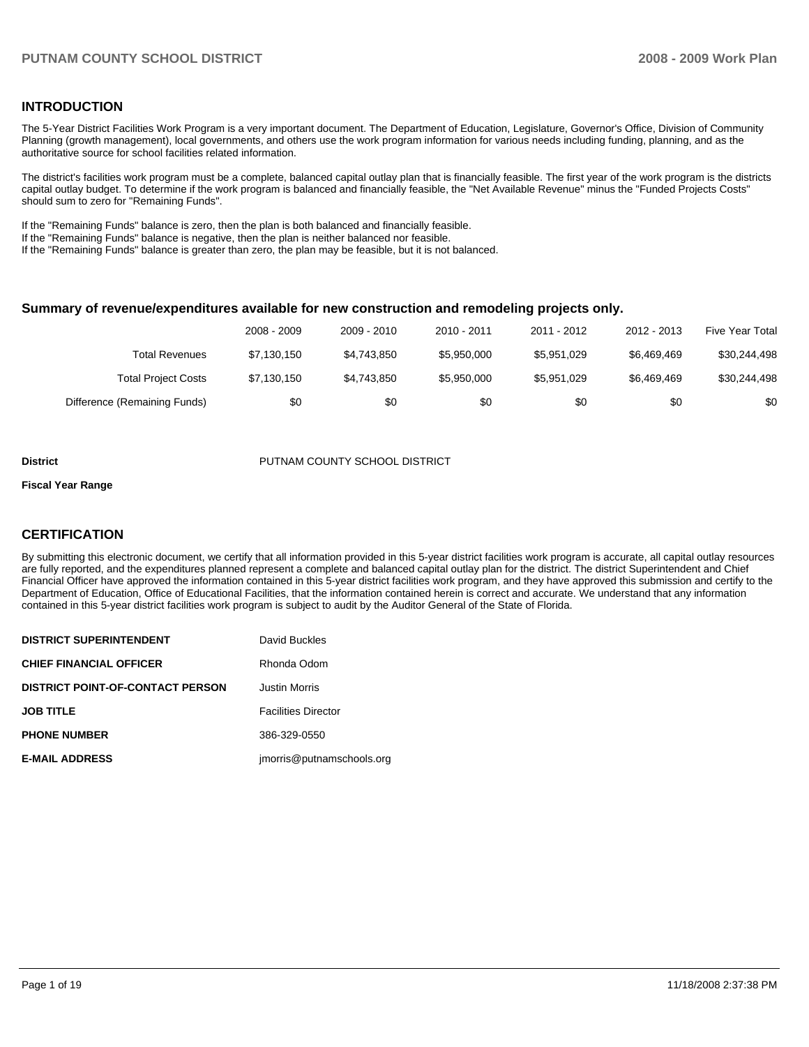## INTRODUCTION

The 5-Year District Facilities Work Program is a very important document. The Department of Education, Legislature, Governor's Office, Division of Community Planning (growth management), local governments, and others use the work program information for various needs including funding, planning, and as the authoritative source for school facilities related information.

The district's facilities work program must be a complete, balanced capital outlay plan that is financially feasible. The first year of the work program is the districts capital outlay budget. To determine if the work program is balanced and financially feasible, the "Net Available Revenue" minus the "Funded Projects Costs" should sum to zero for "Remaining Funds".

If the "Remaining Funds" balance is zero, then the plan is both balanced and financially feasible.
If the "Remaining Funds" balance is negative, then the plan is neither balanced nor feasible.
If the "Remaining Funds" balance is greater than zero, the plan may be feasible, but it is not balanced.

### Summary of revenue/expenditures available for new construction and remodeling projects only.

| | 2008 - 2009 | 2009 - 2010 | 2010 - 2011 | 2011 - 2012 | 2012 - 2013 | Five Year Total |
|---|---|---|---|---|---|---|
| Total Revenues | $7,130,150 | $4,743,850 | $5,950,000 | $5,951,029 | $6,469,469 | $30,244,498 |
| Total Project Costs | $7,130,150 | $4,743,850 | $5,950,000 | $5,951,029 | $6,469,469 | $30,244,498 |
| Difference (Remaining Funds) | $0 | $0 | $0 | $0 | $0 | $0 |

**District** PUTNAM COUNTY SCHOOL DISTRICT

**Fiscal Year Range**

## CERTIFICATION

By submitting this electronic document, we certify that all information provided in this 5-year district facilities work program is accurate, all capital outlay resources are fully reported, and the expenditures planned represent a complete and balanced capital outlay plan for the district. The district Superintendent and Chief Financial Officer have approved the information contained in this 5-year district facilities work program, and they have approved this submission and certify to the Department of Education, Office of Educational Facilities, that the information contained herein is correct and accurate. We understand that any information contained in this 5-year district facilities work program is subject to audit by the Auditor General of the State of Florida.

| | |
|---|---|
| **DISTRICT SUPERINTENDENT** | David Buckles |
| **CHIEF FINANCIAL OFFICER** | Rhonda Odom |
| **DISTRICT POINT-OF-CONTACT PERSON** | Justin Morris |
| **JOB TITLE** | Facilities Director |
| **PHONE NUMBER** | 386-329-0550 |
| **E-MAIL ADDRESS** | jmorris@putnamschools.org |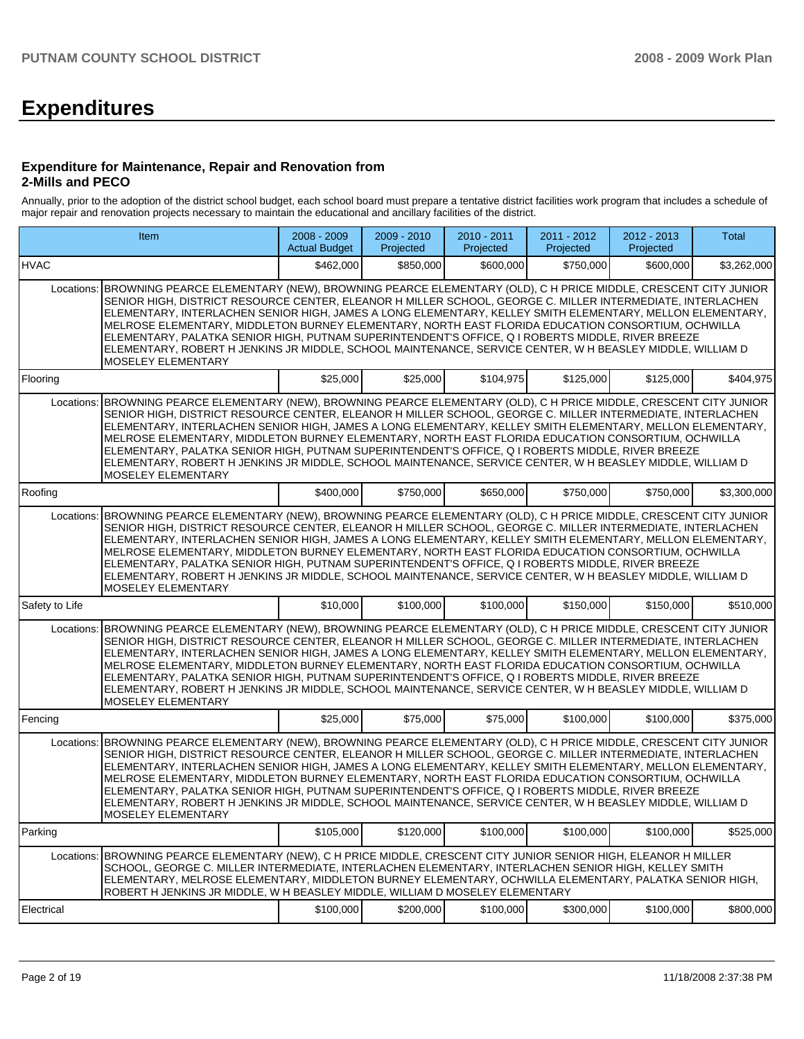# Expenditures

### Expenditure for Maintenance, Repair and Renovation from 2-Mills and PECO

Annually, prior to the adoption of the district school budget, each school board must prepare a tentative district facilities work program that includes a schedule of major repair and renovation projects necessary to maintain the educational and ancillary facilities of the district.

| Item | | 2008 - 2009 Actual Budget | 2009 - 2010 Projected | 2010 - 2011 Projected | 2011 - 2012 Projected | 2012 - 2013 Projected | Total |
|---|---|---|---|---|---|---|---|
| HVAC | | $462,000 | $850,000 | $600,000 | $750,000 | $600,000 | $3,262,000 |
| Locations: | BROWNING PEARCE ELEMENTARY (NEW), BROWNING PEARCE ELEMENTARY (OLD), C H PRICE MIDDLE, CRESCENT CITY JUNIOR SENIOR HIGH, DISTRICT RESOURCE CENTER, ELEANOR H MILLER SCHOOL, GEORGE C. MILLER INTERMEDIATE, INTERLACHEN ELEMENTARY, INTERLACHEN SENIOR HIGH, JAMES A LONG ELEMENTARY, KELLEY SMITH ELEMENTARY, MELLON ELEMENTARY, MELROSE ELEMENTARY, MIDDLETON BURNEY ELEMENTARY, NORTH EAST FLORIDA EDUCATION CONSORTIUM, OCHWILLA ELEMENTARY, PALATKA SENIOR HIGH, PUTNAM SUPERINTENDENT'S OFFICE, Q I ROBERTS MIDDLE, RIVER BREEZE ELEMENTARY, ROBERT H JENKINS JR MIDDLE, SCHOOL MAINTENANCE, SERVICE CENTER, W H BEASLEY MIDDLE, WILLIAM D MOSELEY ELEMENTARY | | | | | | |
| Flooring | | $25,000 | $25,000 | $104,975 | $125,000 | $125,000 | $404,975 |
| Locations: | BROWNING PEARCE ELEMENTARY (NEW), BROWNING PEARCE ELEMENTARY (OLD), C H PRICE MIDDLE, CRESCENT CITY JUNIOR SENIOR HIGH, DISTRICT RESOURCE CENTER, ELEANOR H MILLER SCHOOL, GEORGE C. MILLER INTERMEDIATE, INTERLACHEN ELEMENTARY, INTERLACHEN SENIOR HIGH, JAMES A LONG ELEMENTARY, KELLEY SMITH ELEMENTARY, MELLON ELEMENTARY, MELROSE ELEMENTARY, MIDDLETON BURNEY ELEMENTARY, NORTH EAST FLORIDA EDUCATION CONSORTIUM, OCHWILLA ELEMENTARY, PALATKA SENIOR HIGH, PUTNAM SUPERINTENDENT'S OFFICE, Q I ROBERTS MIDDLE, RIVER BREEZE ELEMENTARY, ROBERT H JENKINS JR MIDDLE, SCHOOL MAINTENANCE, SERVICE CENTER, W H BEASLEY MIDDLE, WILLIAM D MOSELEY ELEMENTARY | | | | | | |
| Roofing | | $400,000 | $750,000 | $650,000 | $750,000 | $750,000 | $3,300,000 |
| Locations: | BROWNING PEARCE ELEMENTARY (NEW), BROWNING PEARCE ELEMENTARY (OLD), C H PRICE MIDDLE, CRESCENT CITY JUNIOR SENIOR HIGH, DISTRICT RESOURCE CENTER, ELEANOR H MILLER SCHOOL, GEORGE C. MILLER INTERMEDIATE, INTERLACHEN ELEMENTARY, INTERLACHEN SENIOR HIGH, JAMES A LONG ELEMENTARY, KELLEY SMITH ELEMENTARY, MELLON ELEMENTARY, MELROSE ELEMENTARY, MIDDLETON BURNEY ELEMENTARY, NORTH EAST FLORIDA EDUCATION CONSORTIUM, OCHWILLA ELEMENTARY, PALATKA SENIOR HIGH, PUTNAM SUPERINTENDENT'S OFFICE, Q I ROBERTS MIDDLE, RIVER BREEZE ELEMENTARY, ROBERT H JENKINS JR MIDDLE, SCHOOL MAINTENANCE, SERVICE CENTER, W H BEASLEY MIDDLE, WILLIAM D MOSELEY ELEMENTARY | | | | | | |
| Safety to Life | | $10,000 | $100,000 | $100,000 | $150,000 | $150,000 | $510,000 |
| Locations: | BROWNING PEARCE ELEMENTARY (NEW), BROWNING PEARCE ELEMENTARY (OLD), C H PRICE MIDDLE, CRESCENT CITY JUNIOR SENIOR HIGH, DISTRICT RESOURCE CENTER, ELEANOR H MILLER SCHOOL, GEORGE C. MILLER INTERMEDIATE, INTERLACHEN ELEMENTARY, INTERLACHEN SENIOR HIGH, JAMES A LONG ELEMENTARY, KELLEY SMITH ELEMENTARY, MELLON ELEMENTARY, MELROSE ELEMENTARY, MIDDLETON BURNEY ELEMENTARY, NORTH EAST FLORIDA EDUCATION CONSORTIUM, OCHWILLA ELEMENTARY, PALATKA SENIOR HIGH, PUTNAM SUPERINTENDENT'S OFFICE, Q I ROBERTS MIDDLE, RIVER BREEZE ELEMENTARY, ROBERT H JENKINS JR MIDDLE, SCHOOL MAINTENANCE, SERVICE CENTER, W H BEASLEY MIDDLE, WILLIAM D MOSELEY ELEMENTARY | | | | | | |
| Fencing | | $25,000 | $75,000 | $75,000 | $100,000 | $100,000 | $375,000 |
| Locations: | BROWNING PEARCE ELEMENTARY (NEW), BROWNING PEARCE ELEMENTARY (OLD), C H PRICE MIDDLE, CRESCENT CITY JUNIOR SENIOR HIGH, DISTRICT RESOURCE CENTER, ELEANOR H MILLER SCHOOL, GEORGE C. MILLER INTERMEDIATE, INTERLACHEN ELEMENTARY, INTERLACHEN SENIOR HIGH, JAMES A LONG ELEMENTARY, KELLEY SMITH ELEMENTARY, MELLON ELEMENTARY, MELROSE ELEMENTARY, MIDDLETON BURNEY ELEMENTARY, NORTH EAST FLORIDA EDUCATION CONSORTIUM, OCHWILLA ELEMENTARY, PALATKA SENIOR HIGH, PUTNAM SUPERINTENDENT'S OFFICE, Q I ROBERTS MIDDLE, RIVER BREEZE ELEMENTARY, ROBERT H JENKINS JR MIDDLE, SCHOOL MAINTENANCE, SERVICE CENTER, W H BEASLEY MIDDLE, WILLIAM D MOSELEY ELEMENTARY | | | | | | |
| Parking | | $105,000 | $120,000 | $100,000 | $100,000 | $100,000 | $525,000 |
| Locations: | BROWNING PEARCE ELEMENTARY (NEW), C H PRICE MIDDLE, CRESCENT CITY JUNIOR SENIOR HIGH, ELEANOR H MILLER SCHOOL, GEORGE C. MILLER INTERMEDIATE, INTERLACHEN ELEMENTARY, INTERLACHEN SENIOR HIGH, KELLEY SMITH ELEMENTARY, MELROSE ELEMENTARY, MIDDLETON BURNEY ELEMENTARY, OCHWILLA ELEMENTARY, PALATKA SENIOR HIGH, ROBERT H JENKINS JR MIDDLE, W H BEASLEY MIDDLE, WILLIAM D MOSELEY ELEMENTARY | | | | | | |
| Electrical | | $100,000 | $200,000 | $100,000 | $300,000 | $100,000 | $800,000 |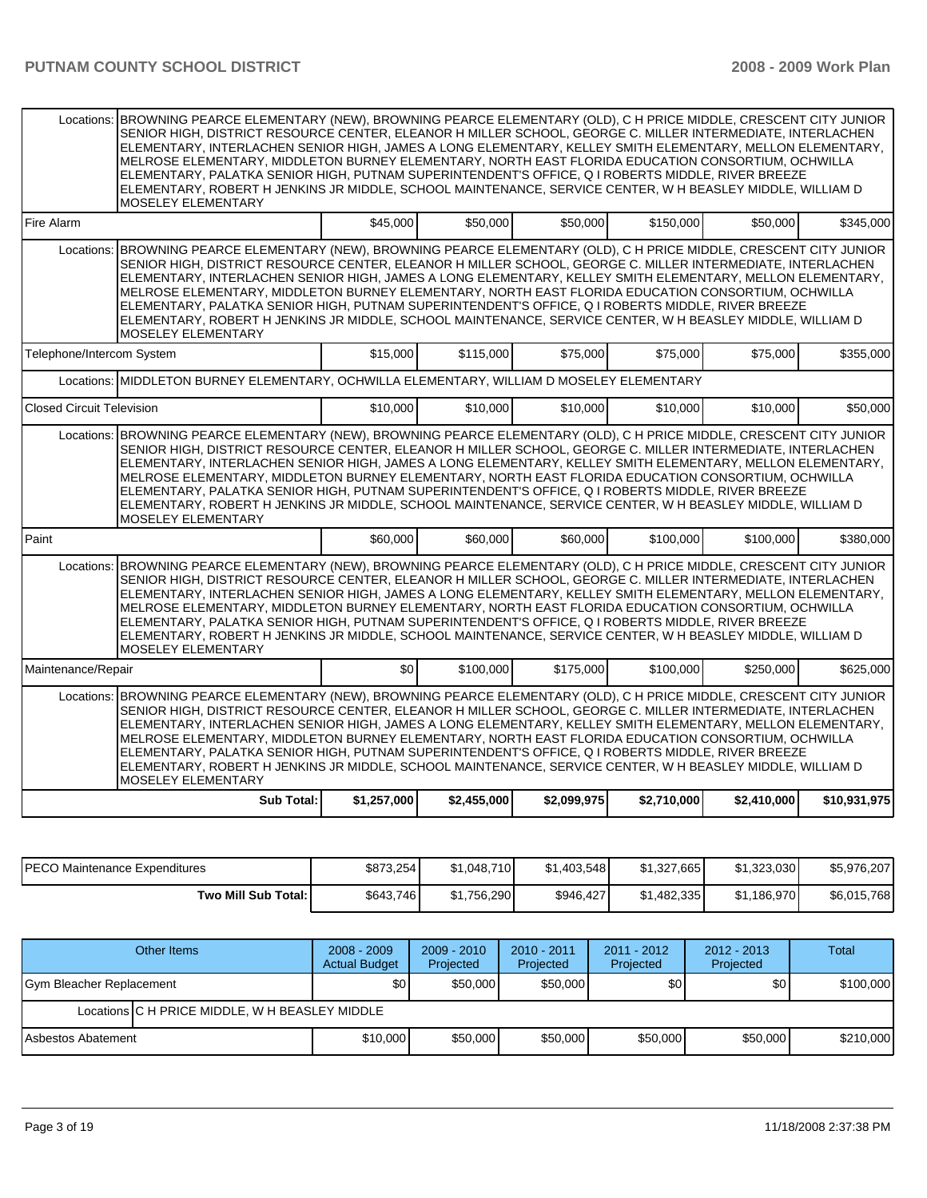| | | | | | | |
|---|---|---|---|---|---|---|
| Locations: BROWNING PEARCE ELEMENTARY (NEW), BROWNING PEARCE ELEMENTARY (OLD), C H PRICE MIDDLE, CRESCENT CITY JUNIOR SENIOR HIGH, DISTRICT RESOURCE CENTER, ELEANOR H MILLER SCHOOL, GEORGE C. MILLER INTERMEDIATE, INTERLACHEN ELEMENTARY, INTERLACHEN SENIOR HIGH, JAMES A LONG ELEMENTARY, KELLEY SMITH ELEMENTARY, MELLON ELEMENTARY, MELROSE ELEMENTARY, MIDDLETON BURNEY ELEMENTARY, NORTH EAST FLORIDA EDUCATION CONSORTIUM, OCHWILLA ELEMENTARY, PALATKA SENIOR HIGH, PUTNAM SUPERINTENDENT'S OFFICE, Q I ROBERTS MIDDLE, RIVER BREEZE ELEMENTARY, ROBERT H JENKINS JR MIDDLE, SCHOOL MAINTENANCE, SERVICE CENTER, W H BEASLEY MIDDLE, WILLIAM D MOSELEY ELEMENTARY | | | | | | |
| Fire Alarm | $45,000 | $50,000 | $50,000 | $150,000 | $50,000 | $345,000 |
| Locations: BROWNING PEARCE ELEMENTARY (NEW), BROWNING PEARCE ELEMENTARY (OLD), C H PRICE MIDDLE, CRESCENT CITY JUNIOR SENIOR HIGH, DISTRICT RESOURCE CENTER, ELEANOR H MILLER SCHOOL, GEORGE C. MILLER INTERMEDIATE, INTERLACHEN ELEMENTARY, INTERLACHEN SENIOR HIGH, JAMES A LONG ELEMENTARY, KELLEY SMITH ELEMENTARY, MELLON ELEMENTARY, MELROSE ELEMENTARY, MIDDLETON BURNEY ELEMENTARY, NORTH EAST FLORIDA EDUCATION CONSORTIUM, OCHWILLA ELEMENTARY, PALATKA SENIOR HIGH, PUTNAM SUPERINTENDENT'S OFFICE, Q I ROBERTS MIDDLE, RIVER BREEZE ELEMENTARY, ROBERT H JENKINS JR MIDDLE, SCHOOL MAINTENANCE, SERVICE CENTER, W H BEASLEY MIDDLE, WILLIAM D MOSELEY ELEMENTARY | | | | | | |
| Telephone/Intercom System | $15,000 | $115,000 | $75,000 | $75,000 | $75,000 | $355,000 |
| Locations: MIDDLETON BURNEY ELEMENTARY, OCHWILLA ELEMENTARY, WILLIAM D MOSELEY ELEMENTARY | | | | | | |
| Closed Circuit Television | $10,000 | $10,000 | $10,000 | $10,000 | $10,000 | $50,000 |
| Locations: BROWNING PEARCE ELEMENTARY (NEW), BROWNING PEARCE ELEMENTARY (OLD), C H PRICE MIDDLE, CRESCENT CITY JUNIOR SENIOR HIGH, DISTRICT RESOURCE CENTER, ELEANOR H MILLER SCHOOL, GEORGE C. MILLER INTERMEDIATE, INTERLACHEN ELEMENTARY, INTERLACHEN SENIOR HIGH, JAMES A LONG ELEMENTARY, KELLEY SMITH ELEMENTARY, MELLON ELEMENTARY, MELROSE ELEMENTARY, MIDDLETON BURNEY ELEMENTARY, NORTH EAST FLORIDA EDUCATION CONSORTIUM, OCHWILLA ELEMENTARY, PALATKA SENIOR HIGH, PUTNAM SUPERINTENDENT'S OFFICE, Q I ROBERTS MIDDLE, RIVER BREEZE ELEMENTARY, ROBERT H JENKINS JR MIDDLE, SCHOOL MAINTENANCE, SERVICE CENTER, W H BEASLEY MIDDLE, WILLIAM D MOSELEY ELEMENTARY | | | | | | |
| Paint | $60,000 | $60,000 | $60,000 | $100,000 | $100,000 | $380,000 |
| Locations: BROWNING PEARCE ELEMENTARY (NEW), BROWNING PEARCE ELEMENTARY (OLD), C H PRICE MIDDLE, CRESCENT CITY JUNIOR SENIOR HIGH, DISTRICT RESOURCE CENTER, ELEANOR H MILLER SCHOOL, GEORGE C. MILLER INTERMEDIATE, INTERLACHEN ELEMENTARY, INTERLACHEN SENIOR HIGH, JAMES A LONG ELEMENTARY, KELLEY SMITH ELEMENTARY, MELLON ELEMENTARY, MELROSE ELEMENTARY, MIDDLETON BURNEY ELEMENTARY, NORTH EAST FLORIDA EDUCATION CONSORTIUM, OCHWILLA ELEMENTARY, PALATKA SENIOR HIGH, PUTNAM SUPERINTENDENT'S OFFICE, Q I ROBERTS MIDDLE, RIVER BREEZE ELEMENTARY, ROBERT H JENKINS JR MIDDLE, SCHOOL MAINTENANCE, SERVICE CENTER, W H BEASLEY MIDDLE, WILLIAM D MOSELEY ELEMENTARY | | | | | | |
| Maintenance/Repair | $0 | $100,000 | $175,000 | $100,000 | $250,000 | $625,000 |
| Locations: BROWNING PEARCE ELEMENTARY (NEW), BROWNING PEARCE ELEMENTARY (OLD), C H PRICE MIDDLE, CRESCENT CITY JUNIOR SENIOR HIGH, DISTRICT RESOURCE CENTER, ELEANOR H MILLER SCHOOL, GEORGE C. MILLER INTERMEDIATE, INTERLACHEN ELEMENTARY, INTERLACHEN SENIOR HIGH, JAMES A LONG ELEMENTARY, KELLEY SMITH ELEMENTARY, MELLON ELEMENTARY, MELROSE ELEMENTARY, MIDDLETON BURNEY ELEMENTARY, NORTH EAST FLORIDA EDUCATION CONSORTIUM, OCHWILLA ELEMENTARY, PALATKA SENIOR HIGH, PUTNAM SUPERINTENDENT'S OFFICE, Q I ROBERTS MIDDLE, RIVER BREEZE ELEMENTARY, ROBERT H JENKINS JR MIDDLE, SCHOOL MAINTENANCE, SERVICE CENTER, W H BEASLEY MIDDLE, WILLIAM D MOSELEY ELEMENTARY | | | | | | |
| **Sub Total:** | **$1,257,000** | **$2,455,000** | **$2,099,975** | **$2,710,000** | **$2,410,000** | **$10,931,975** |

| | | | | | | |
|---|---|---|---|---|---|---|
| PECO Maintenance Expenditures | $873,254 | $1,048,710 | $1,403,548 | $1,327,665 | $1,323,030 | $5,976,207 |
| **Two Mill Sub Total:** | $643,746 | $1,756,290 | $946,427 | $1,482,335 | $1,186,970 | $6,015,768 |

| Other Items | 2008 - 2009 Actual Budget | 2009 - 2010 Projected | 2010 - 2011 Projected | 2011 - 2012 Projected | 2012 - 2013 Projected | Total |
|---|---|---|---|---|---|---|
| Gym Bleacher Replacement | $0 | $50,000 | $50,000 | $0 | $0 | $100,000 |
| Locations C H PRICE MIDDLE, W H BEASLEY MIDDLE | | | | | | |
| Asbestos Abatement | $10,000 | $50,000 | $50,000 | $50,000 | $50,000 | $210,000 |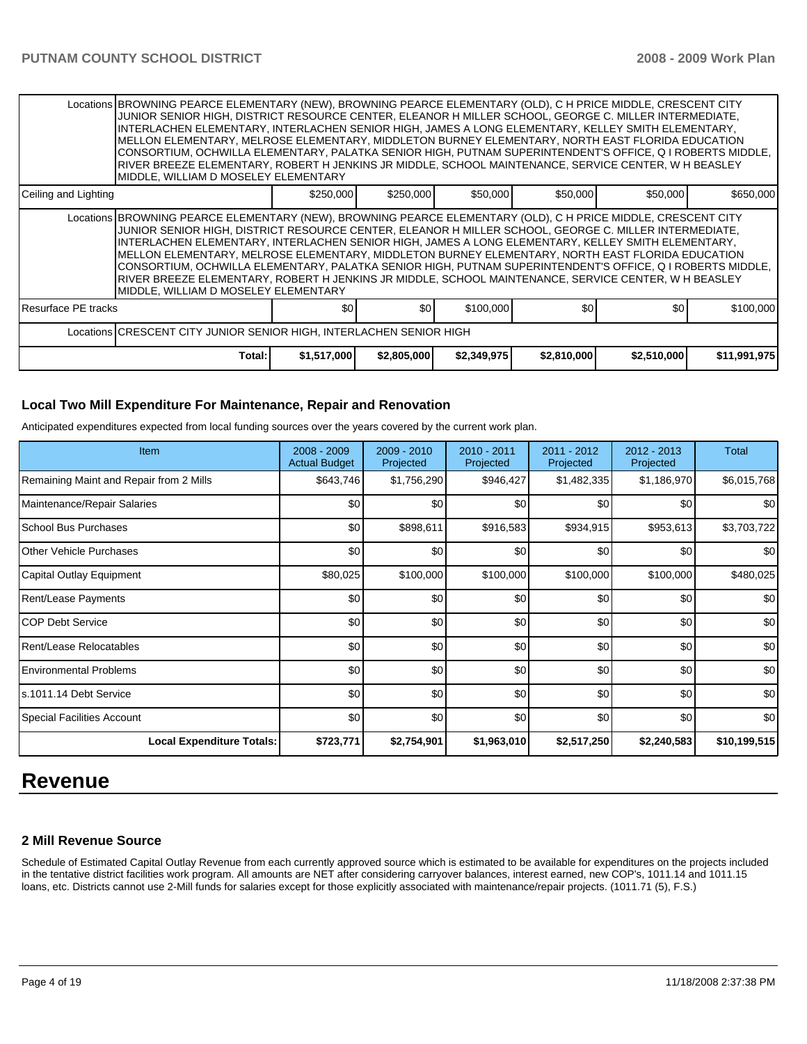| | | | | | | |
|---|---|---|---|---|---|---|
| Locations | BROWNING PEARCE ELEMENTARY (NEW), BROWNING PEARCE ELEMENTARY (OLD), C H PRICE MIDDLE, CRESCENT CITY JUNIOR SENIOR HIGH, DISTRICT RESOURCE CENTER, ELEANOR H MILLER SCHOOL, GEORGE C. MILLER INTERMEDIATE, INTERLACHEN ELEMENTARY, INTERLACHEN SENIOR HIGH, JAMES A LONG ELEMENTARY, KELLEY SMITH ELEMENTARY, MELLON ELEMENTARY, MELROSE ELEMENTARY, MIDDLETON BURNEY ELEMENTARY, NORTH EAST FLORIDA EDUCATION CONSORTIUM, OCHWILLA ELEMENTARY, PALATKA SENIOR HIGH, PUTNAM SUPERINTENDENT'S OFFICE, Q I ROBERTS MIDDLE, RIVER BREEZE ELEMENTARY, ROBERT H JENKINS JR MIDDLE, SCHOOL MAINTENANCE, SERVICE CENTER, W H BEASLEY MIDDLE, WILLIAM D MOSELEY ELEMENTARY | | | | | |
| Ceiling and Lighting | $250,000 | $250,000 | $50,000 | $50,000 | $50,000 | $650,000 |
| Locations | BROWNING PEARCE ELEMENTARY (NEW), BROWNING PEARCE ELEMENTARY (OLD), C H PRICE MIDDLE, CRESCENT CITY JUNIOR SENIOR HIGH, DISTRICT RESOURCE CENTER, ELEANOR H MILLER SCHOOL, GEORGE C. MILLER INTERMEDIATE, INTERLACHEN ELEMENTARY, INTERLACHEN SENIOR HIGH, JAMES A LONG ELEMENTARY, KELLEY SMITH ELEMENTARY, MELLON ELEMENTARY, MELROSE ELEMENTARY, MIDDLETON BURNEY ELEMENTARY, NORTH EAST FLORIDA EDUCATION CONSORTIUM, OCHWILLA ELEMENTARY, PALATKA SENIOR HIGH, PUTNAM SUPERINTENDENT'S OFFICE, Q I ROBERTS MIDDLE, RIVER BREEZE ELEMENTARY, ROBERT H JENKINS JR MIDDLE, SCHOOL MAINTENANCE, SERVICE CENTER, W H BEASLEY MIDDLE, WILLIAM D MOSELEY ELEMENTARY | | | | | |
| Resurface PE tracks | $0 | $0 | $100,000 | $0 | $0 | $100,000 |
| Locations | CRESCENT CITY JUNIOR SENIOR HIGH, INTERLACHEN SENIOR HIGH | | | | | |
| Total: | $1,517,000 | $2,805,000 | $2,349,975 | $2,810,000 | $2,510,000 | $11,991,975 |

### Local Two Mill Expenditure For Maintenance, Repair and Renovation

Anticipated expenditures expected from local funding sources over the years covered by the current work plan.

| Item | 2008 - 2009 Actual Budget | 2009 - 2010 Projected | 2010 - 2011 Projected | 2011 - 2012 Projected | 2012 - 2013 Projected | Total |
|---|---|---|---|---|---|---|
| Remaining Maint and Repair from 2 Mills | $643,746 | $1,756,290 | $946,427 | $1,482,335 | $1,186,970 | $6,015,768 |
| Maintenance/Repair Salaries | $0 | $0 | $0 | $0 | $0 | $0 |
| School Bus Purchases | $0 | $898,611 | $916,583 | $934,915 | $953,613 | $3,703,722 |
| Other Vehicle Purchases | $0 | $0 | $0 | $0 | $0 | $0 |
| Capital Outlay Equipment | $80,025 | $100,000 | $100,000 | $100,000 | $100,000 | $480,025 |
| Rent/Lease Payments | $0 | $0 | $0 | $0 | $0 | $0 |
| COP Debt Service | $0 | $0 | $0 | $0 | $0 | $0 |
| Rent/Lease Relocatables | $0 | $0 | $0 | $0 | $0 | $0 |
| Environmental Problems | $0 | $0 | $0 | $0 | $0 | $0 |
| s.1011.14 Debt Service | $0 | $0 | $0 | $0 | $0 | $0 |
| Special Facilities Account | $0 | $0 | $0 | $0 | $0 | $0 |
| **Local Expenditure Totals:** | **$723,771** | **$2,754,901** | **$1,963,010** | **$2,517,250** | **$2,240,583** | **$10,199,515** |

# Revenue

### 2 Mill Revenue Source

Schedule of Estimated Capital Outlay Revenue from each currently approved source which is estimated to be available for expenditures on the projects included in the tentative district facilities work program. All amounts are NET after considering carryover balances, interest earned, new COP's, 1011.14 and 1011.15 loans, etc. Districts cannot use 2-Mill funds for salaries except for those explicitly associated with maintenance/repair projects. (1011.71 (5), F.S.)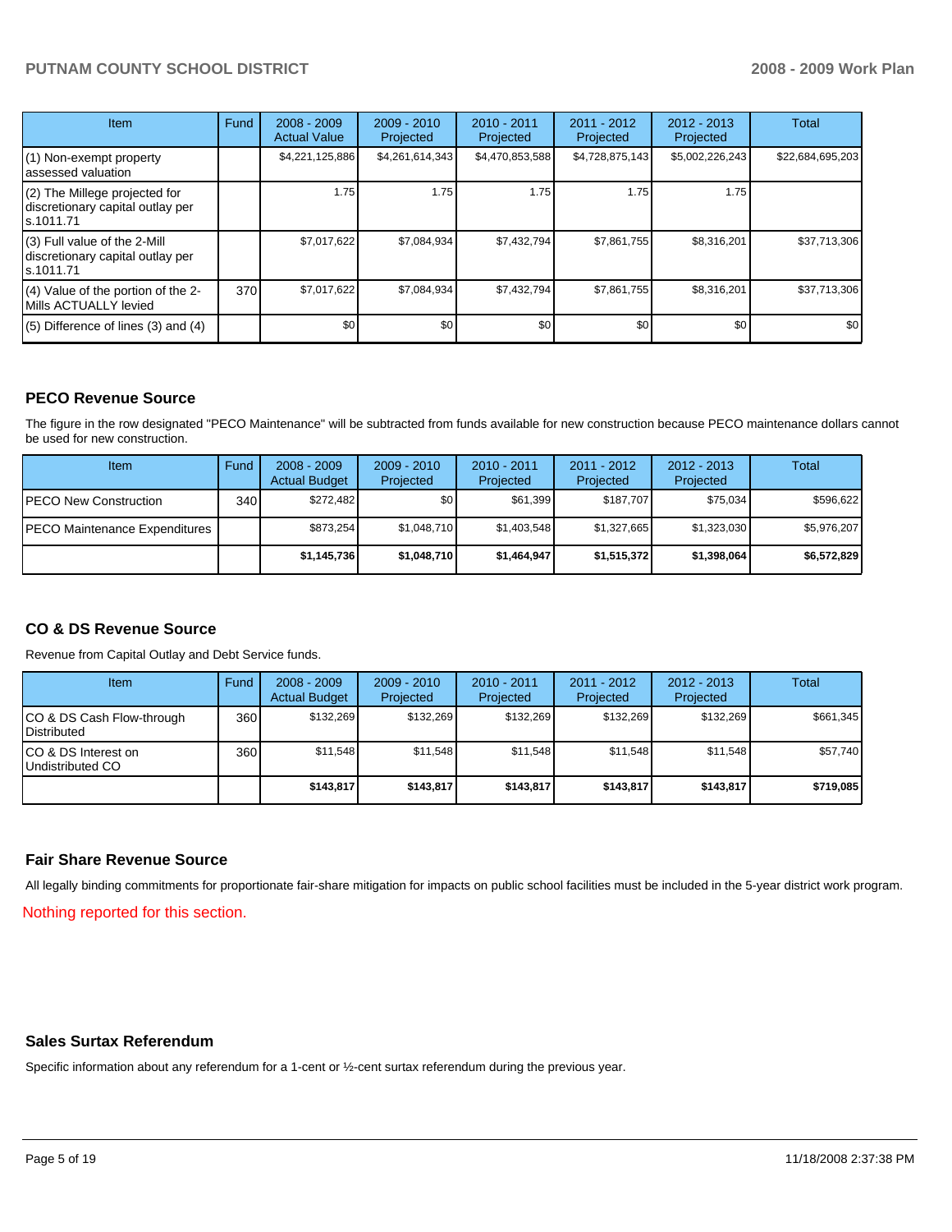| Item | Fund | 2008 - 2009 Actual Value | 2009 - 2010 Projected | 2010 - 2011 Projected | 2011 - 2012 Projected | 2012 - 2013 Projected | Total |
|---|---|---|---|---|---|---|---|
| (1) Non-exempt property assessed valuation | | $4,221,125,886 | $4,261,614,343 | $4,470,853,588 | $4,728,875,143 | $5,002,226,243 | $22,684,695,203 |
| (2) The Millege projected for discretionary capital outlay per s.1011.71 | | 1.75 | 1.75 | 1.75 | 1.75 | 1.75 | |
| (3) Full value of the 2-Mill discretionary capital outlay per s.1011.71 | | $7,017,622 | $7,084,934 | $7,432,794 | $7,861,755 | $8,316,201 | $37,713,306 |
| (4) Value of the portion of the 2-Mills ACTUALLY levied | 370 | $7,017,622 | $7,084,934 | $7,432,794 | $7,861,755 | $8,316,201 | $37,713,306 |
| (5) Difference of lines (3) and (4) | | $0 | $0 | $0 | $0 | $0 | $0 |

## PECO Revenue Source

The figure in the row designated "PECO Maintenance" will be subtracted from funds available for new construction because PECO maintenance dollars cannot be used for new construction.

| Item | Fund | 2008 - 2009 Actual Budget | 2009 - 2010 Projected | 2010 - 2011 Projected | 2011 - 2012 Projected | 2012 - 2013 Projected | Total |
|---|---|---|---|---|---|---|---|
| PECO New Construction | 340 | $272,482 | $0 | $61,399 | $187,707 | $75,034 | $596,622 |
| PECO Maintenance Expenditures | | $873,254 | $1,048,710 | $1,403,548 | $1,327,665 | $1,323,030 | $5,976,207 |
| | | **$1,145,736** | **$1,048,710** | **$1,464,947** | **$1,515,372** | **$1,398,064** | **$6,572,829** |

## CO & DS Revenue Source

Revenue from Capital Outlay and Debt Service funds.

| Item | Fund | 2008 - 2009 Actual Budget | 2009 - 2010 Projected | 2010 - 2011 Projected | 2011 - 2012 Projected | 2012 - 2013 Projected | Total |
|---|---|---|---|---|---|---|---|
| CO & DS Cash Flow-through Distributed | 360 | $132,269 | $132,269 | $132,269 | $132,269 | $132,269 | $661,345 |
| CO & DS Interest on Undistributed CO | 360 | $11,548 | $11,548 | $11,548 | $11,548 | $11,548 | $57,740 |
| | | **$143,817** | **$143,817** | **$143,817** | **$143,817** | **$143,817** | **$719,085** |

## Fair Share Revenue Source

All legally binding commitments for proportionate fair-share mitigation for impacts on public school facilities must be included in the 5-year district work program.

Nothing reported for this section.

## Sales Surtax Referendum

Specific information about any referendum for a 1-cent or ½-cent surtax referendum during the previous year.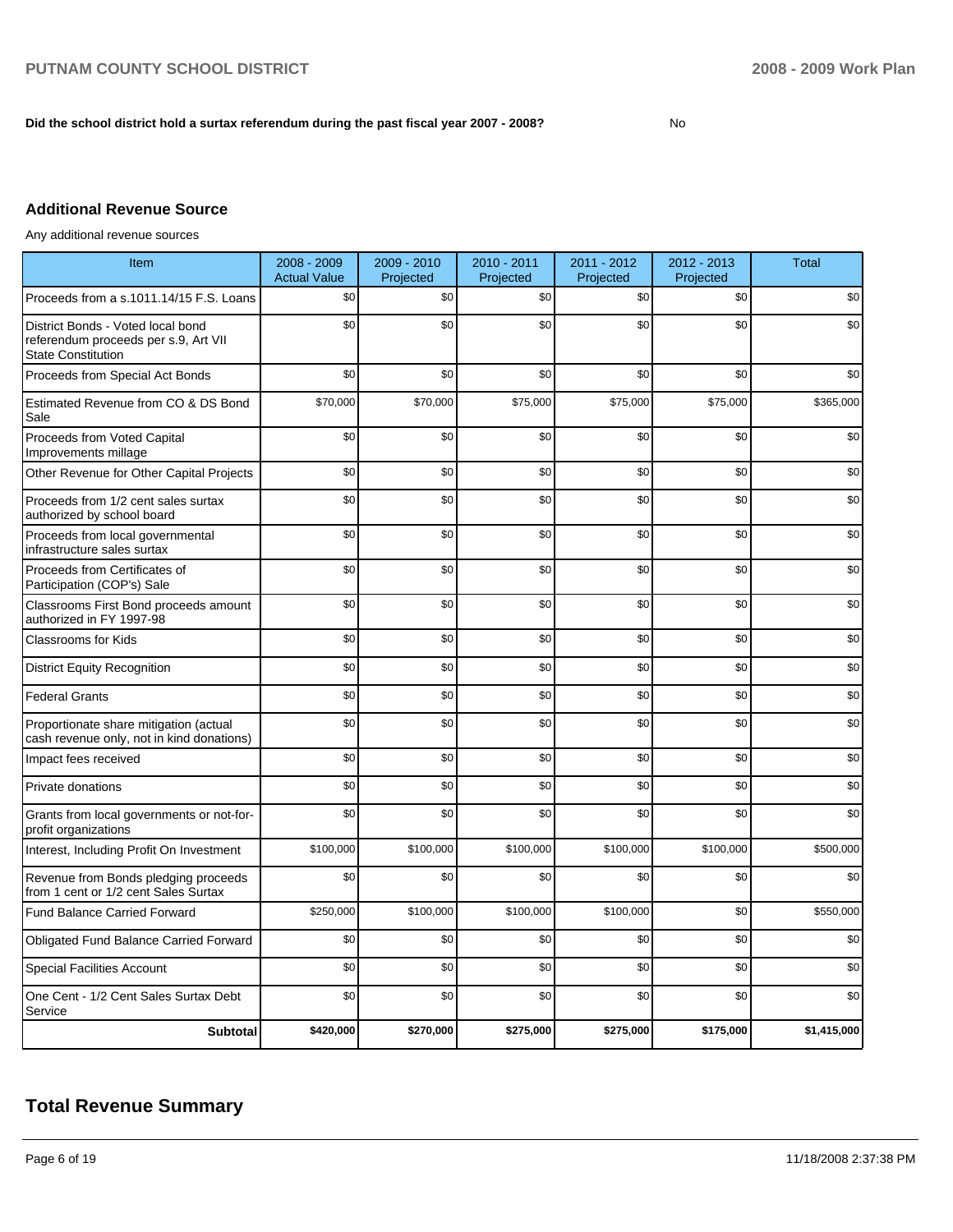**Did the school district hold a surtax referendum during the past fiscal year 2007 - 2008?** No

## Additional Revenue Source

Any additional revenue sources

| Item | 2008 - 2009 Actual Value | 2009 - 2010 Projected | 2010 - 2011 Projected | 2011 - 2012 Projected | 2012 - 2013 Projected | Total |
|---|---|---|---|---|---|---|
| Proceeds from a s.1011.14/15 F.S. Loans | $0 | $0 | $0 | $0 | $0 | $0 |
| District Bonds - Voted local bond referendum proceeds per s.9, Art VII State Constitution | $0 | $0 | $0 | $0 | $0 | $0 |
| Proceeds from Special Act Bonds | $0 | $0 | $0 | $0 | $0 | $0 |
| Estimated Revenue from CO & DS Bond Sale | $70,000 | $70,000 | $75,000 | $75,000 | $75,000 | $365,000 |
| Proceeds from Voted Capital Improvements millage | $0 | $0 | $0 | $0 | $0 | $0 |
| Other Revenue for Other Capital Projects | $0 | $0 | $0 | $0 | $0 | $0 |
| Proceeds from 1/2 cent sales surtax authorized by school board | $0 | $0 | $0 | $0 | $0 | $0 |
| Proceeds from local governmental infrastructure sales surtax | $0 | $0 | $0 | $0 | $0 | $0 |
| Proceeds from Certificates of Participation (COP's) Sale | $0 | $0 | $0 | $0 | $0 | $0 |
| Classrooms First Bond proceeds amount authorized in FY 1997-98 | $0 | $0 | $0 | $0 | $0 | $0 |
| Classrooms for Kids | $0 | $0 | $0 | $0 | $0 | $0 |
| District Equity Recognition | $0 | $0 | $0 | $0 | $0 | $0 |
| Federal Grants | $0 | $0 | $0 | $0 | $0 | $0 |
| Proportionate share mitigation (actual cash revenue only, not in kind donations) | $0 | $0 | $0 | $0 | $0 | $0 |
| Impact fees received | $0 | $0 | $0 | $0 | $0 | $0 |
| Private donations | $0 | $0 | $0 | $0 | $0 | $0 |
| Grants from local governments or not-for-profit organizations | $0 | $0 | $0 | $0 | $0 | $0 |
| Interest, Including Profit On Investment | $100,000 | $100,000 | $100,000 | $100,000 | $100,000 | $500,000 |
| Revenue from Bonds pledging proceeds from 1 cent or 1/2 cent Sales Surtax | $0 | $0 | $0 | $0 | $0 | $0 |
| Fund Balance Carried Forward | $250,000 | $100,000 | $100,000 | $100,000 | $0 | $550,000 |
| Obligated Fund Balance Carried Forward | $0 | $0 | $0 | $0 | $0 | $0 |
| Special Facilities Account | $0 | $0 | $0 | $0 | $0 | $0 |
| One Cent - 1/2 Cent Sales Surtax Debt Service | $0 | $0 | $0 | $0 | $0 | $0 |
| **Subtotal** | **$420,000** | **$270,000** | **$275,000** | **$275,000** | **$175,000** | **$1,415,000** |

# Total Revenue Summary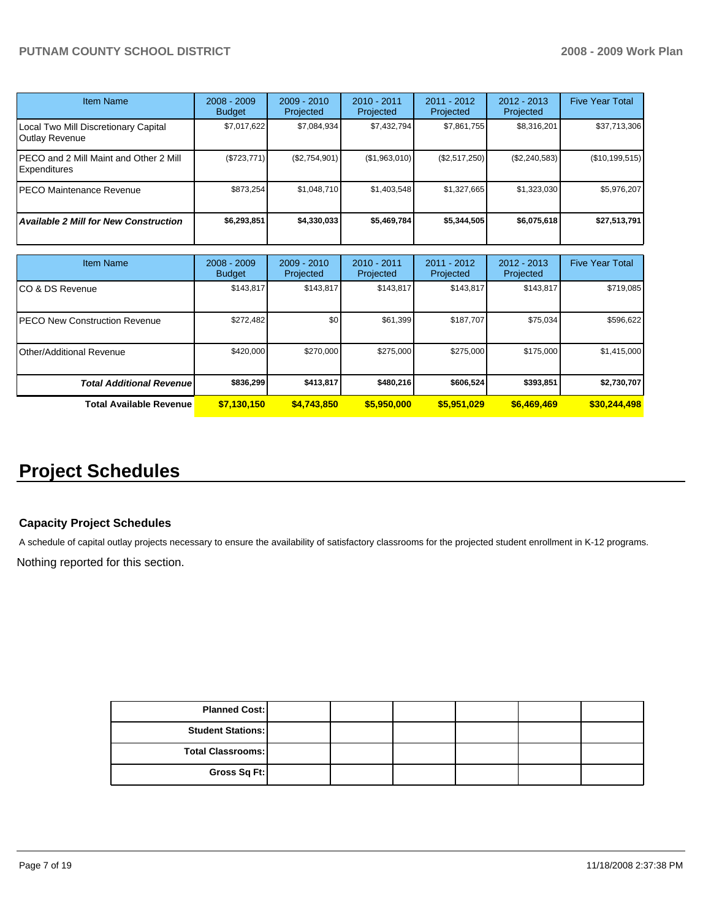| Item Name | 2008 - 2009 Budget | 2009 - 2010 Projected | 2010 - 2011 Projected | 2011 - 2012 Projected | 2012 - 2013 Projected | Five Year Total |
|---|---|---|---|---|---|---|
| Local Two Mill Discretionary Capital Outlay Revenue | $7,017,622 | $7,084,934 | $7,432,794 | $7,861,755 | $8,316,201 | $37,713,306 |
| PECO and 2 Mill Maint and Other 2 Mill Expenditures | ($723,771) | ($2,754,901) | ($1,963,010) | ($2,517,250) | ($2,240,583) | ($10,199,515) |
| PECO Maintenance Revenue | $873,254 | $1,048,710 | $1,403,548 | $1,327,665 | $1,323,030 | $5,976,207 |
| ***Available 2 Mill for New Construction*** | **$6,293,851** | **$4,330,033** | **$5,469,784** | **$5,344,505** | **$6,075,618** | **$27,513,791** |

| Item Name | 2008 - 2009 Budget | 2009 - 2010 Projected | 2010 - 2011 Projected | 2011 - 2012 Projected | 2012 - 2013 Projected | Five Year Total |
|---|---|---|---|---|---|---|
| CO & DS Revenue | $143,817 | $143,817 | $143,817 | $143,817 | $143,817 | $719,085 |
| PECO New Construction Revenue | $272,482 | $0 | $61,399 | $187,707 | $75,034 | $596,622 |
| Other/Additional Revenue | $420,000 | $270,000 | $275,000 | $275,000 | $175,000 | $1,415,000 |
| ***Total Additional Revenue*** | **$836,299** | **$413,817** | **$480,216** | **$606,524** | **$393,851** | **$2,730,707** |
| **Total Available Revenue** | **$7,130,150** | **$4,743,850** | **$5,950,000** | **$5,951,029** | **$6,469,469** | **$30,244,498** |

# Project Schedules

### Capacity Project Schedules

A schedule of capital outlay projects necessary to ensure the availability of satisfactory classrooms for the projected student enrollment in K-12 programs.

Nothing reported for this section.

| | | | | | | |
|---|---|---|---|---|---|---|
| **Planned Cost:** | | | | | | |
| **Student Stations:** | | | | | | |
| **Total Classrooms:** | | | | | | |
| **Gross Sq Ft:** | | | | | | |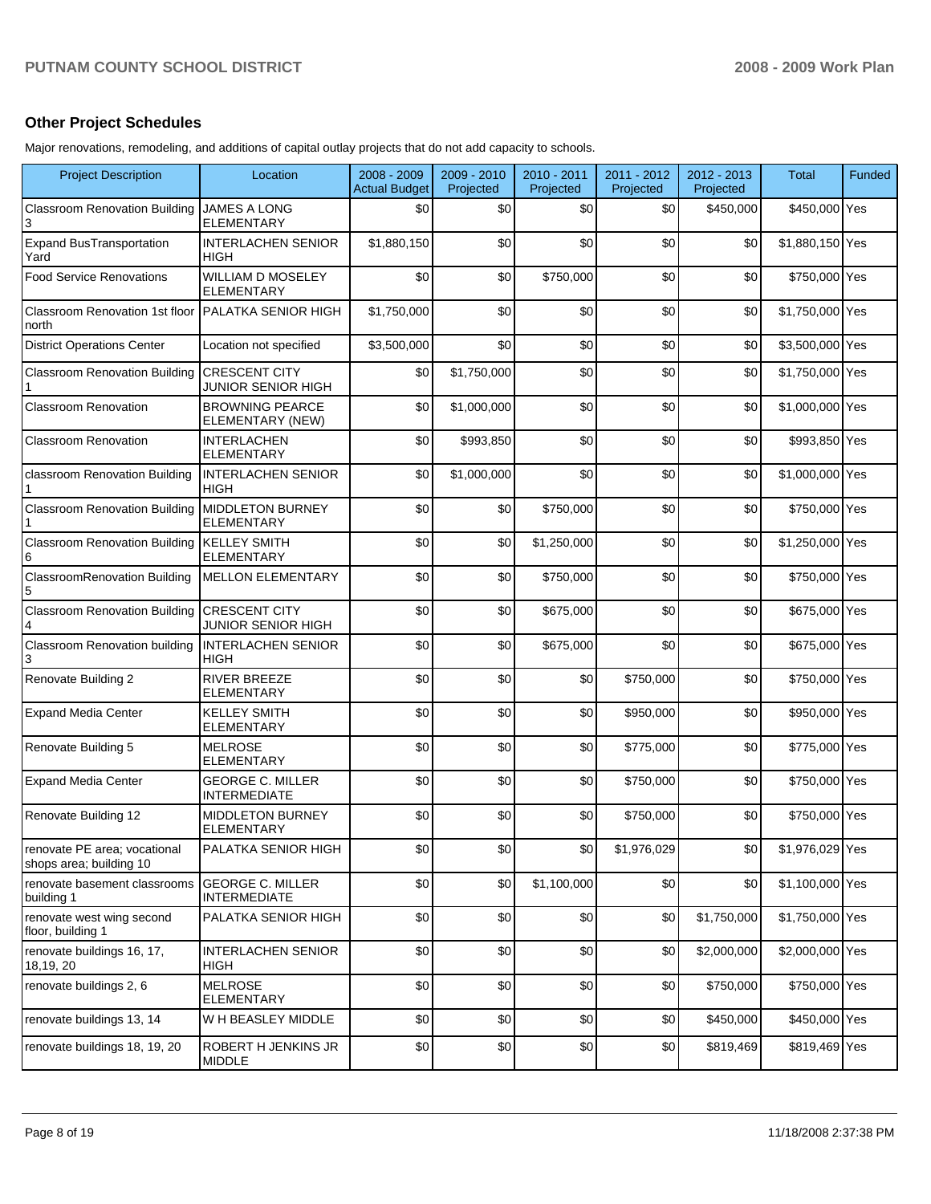## Other Project Schedules

Major renovations, remodeling, and additions of capital outlay projects that do not add capacity to schools.

| Project Description | Location | 2008 - 2009 Actual Budget | 2009 - 2010 Projected | 2010 - 2011 Projected | 2011 - 2012 Projected | 2012 - 2013 Projected | Total | Funded |
|---|---|---|---|---|---|---|---|---|
| Classroom Renovation Building 3 | JAMES A LONG ELEMENTARY | $0 | $0 | $0 | $0 | $450,000 | $450,000 | Yes |
| Expand BusTransportation Yard | INTERLACHEN SENIOR HIGH | $1,880,150 | $0 | $0 | $0 | $0 | $1,880,150 | Yes |
| Food Service Renovations | WILLIAM D MOSELEY ELEMENTARY | $0 | $0 | $750,000 | $0 | $0 | $750,000 | Yes |
| Classroom Renovation 1st floor north | PALATKA SENIOR HIGH | $1,750,000 | $0 | $0 | $0 | $0 | $1,750,000 | Yes |
| District Operations Center | Location not specified | $3,500,000 | $0 | $0 | $0 | $0 | $3,500,000 | Yes |
| Classroom Renovation Building 1 | CRESCENT CITY JUNIOR SENIOR HIGH | $0 | $1,750,000 | $0 | $0 | $0 | $1,750,000 | Yes |
| Classroom Renovation | BROWNING PEARCE ELEMENTARY (NEW) | $0 | $1,000,000 | $0 | $0 | $0 | $1,000,000 | Yes |
| Classroom Renovation | INTERLACHEN ELEMENTARY | $0 | $993,850 | $0 | $0 | $0 | $993,850 | Yes |
| classroom Renovation Building 1 | INTERLACHEN SENIOR HIGH | $0 | $1,000,000 | $0 | $0 | $0 | $1,000,000 | Yes |
| Classroom Renovation Building 1 | MIDDLETON BURNEY ELEMENTARY | $0 | $0 | $750,000 | $0 | $0 | $750,000 | Yes |
| Classroom Renovation Building 6 | KELLEY SMITH ELEMENTARY | $0 | $0 | $1,250,000 | $0 | $0 | $1,250,000 | Yes |
| ClassroomRenovation Building 5 | MELLON ELEMENTARY | $0 | $0 | $750,000 | $0 | $0 | $750,000 | Yes |
| Classroom Renovation Building 4 | CRESCENT CITY JUNIOR SENIOR HIGH | $0 | $0 | $675,000 | $0 | $0 | $675,000 | Yes |
| Classroom Renovation building 3 | INTERLACHEN SENIOR HIGH | $0 | $0 | $675,000 | $0 | $0 | $675,000 | Yes |
| Renovate Building 2 | RIVER BREEZE ELEMENTARY | $0 | $0 | $0 | $750,000 | $0 | $750,000 | Yes |
| Expand Media Center | KELLEY SMITH ELEMENTARY | $0 | $0 | $0 | $950,000 | $0 | $950,000 | Yes |
| Renovate Building 5 | MELROSE ELEMENTARY | $0 | $0 | $0 | $775,000 | $0 | $775,000 | Yes |
| Expand Media Center | GEORGE C. MILLER INTERMEDIATE | $0 | $0 | $0 | $750,000 | $0 | $750,000 | Yes |
| Renovate Building 12 | MIDDLETON BURNEY ELEMENTARY | $0 | $0 | $0 | $750,000 | $0 | $750,000 | Yes |
| renovate PE area; vocational shops area; building 10 | PALATKA SENIOR HIGH | $0 | $0 | $0 | $1,976,029 | $0 | $1,976,029 | Yes |
| renovate basement classrooms building 1 | GEORGE C. MILLER INTERMEDIATE | $0 | $0 | $1,100,000 | $0 | $0 | $1,100,000 | Yes |
| renovate west wing second floor, building 1 | PALATKA SENIOR HIGH | $0 | $0 | $0 | $0 | $1,750,000 | $1,750,000 | Yes |
| renovate buildings 16, 17, 18,19, 20 | INTERLACHEN SENIOR HIGH | $0 | $0 | $0 | $0 | $2,000,000 | $2,000,000 | Yes |
| renovate buildings 2, 6 | MELROSE ELEMENTARY | $0 | $0 | $0 | $0 | $750,000 | $750,000 | Yes |
| renovate buildings 13, 14 | W H BEASLEY MIDDLE | $0 | $0 | $0 | $0 | $450,000 | $450,000 | Yes |
| renovate buildings 18, 19, 20 | ROBERT H JENKINS JR MIDDLE | $0 | $0 | $0 | $0 | $819,469 | $819,469 | Yes |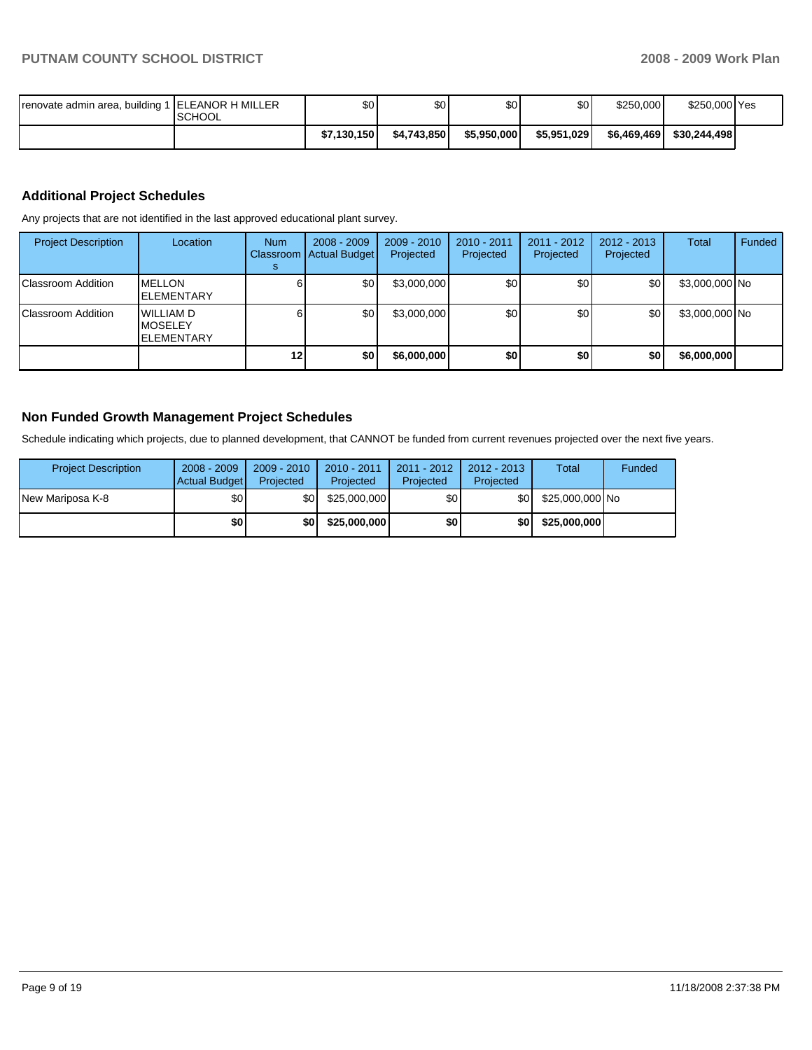| | | | | | | | | |
|---|---|---|---|---|---|---|---|---|
| renovate admin area, building 1 | ELEANOR H MILLER SCHOOL | $0 | $0 | $0 | $0 | $250,000 | $250,000 | Yes |
| | | $7,130,150 | $4,743,850 | $5,950,000 | $5,951,029 | $6,469,469 | $30,244,498 | |

## Additional Project Schedules

Any projects that are not identified in the last approved educational plant survey.

| Project Description | Location | Num Classrooms | 2008 - 2009 Actual Budget | 2009 - 2010 Projected | 2010 - 2011 Projected | 2011 - 2012 Projected | 2012 - 2013 Projected | Total | Funded |
|---|---|---|---|---|---|---|---|---|---|
| Classroom Addition | MELLON ELEMENTARY | 6 | $0 | $3,000,000 | $0 | $0 | $0 | $3,000,000 | No |
| Classroom Addition | WILLIAM D MOSELEY ELEMENTARY | 6 | $0 | $3,000,000 | $0 | $0 | $0 | $3,000,000 | No |
| | | **12** | **$0** | **$6,000,000** | **$0** | **$0** | **$0** | **$6,000,000** | |

## Non Funded Growth Management Project Schedules

Schedule indicating which projects, due to planned development, that CANNOT be funded from current revenues projected over the next five years.

| Project Description | 2008 - 2009 Actual Budget | 2009 - 2010 Projected | 2010 - 2011 Projected | 2011 - 2012 Projected | 2012 - 2013 Projected | Total | Funded |
|---|---|---|---|---|---|---|---|
| New Mariposa K-8 | $0 | $0 | $25,000,000 | $0 | $0 | $25,000,000 | No |
| | **$0** | **$0** | **$25,000,000** | **$0** | **$0** | **$25,000,000** | |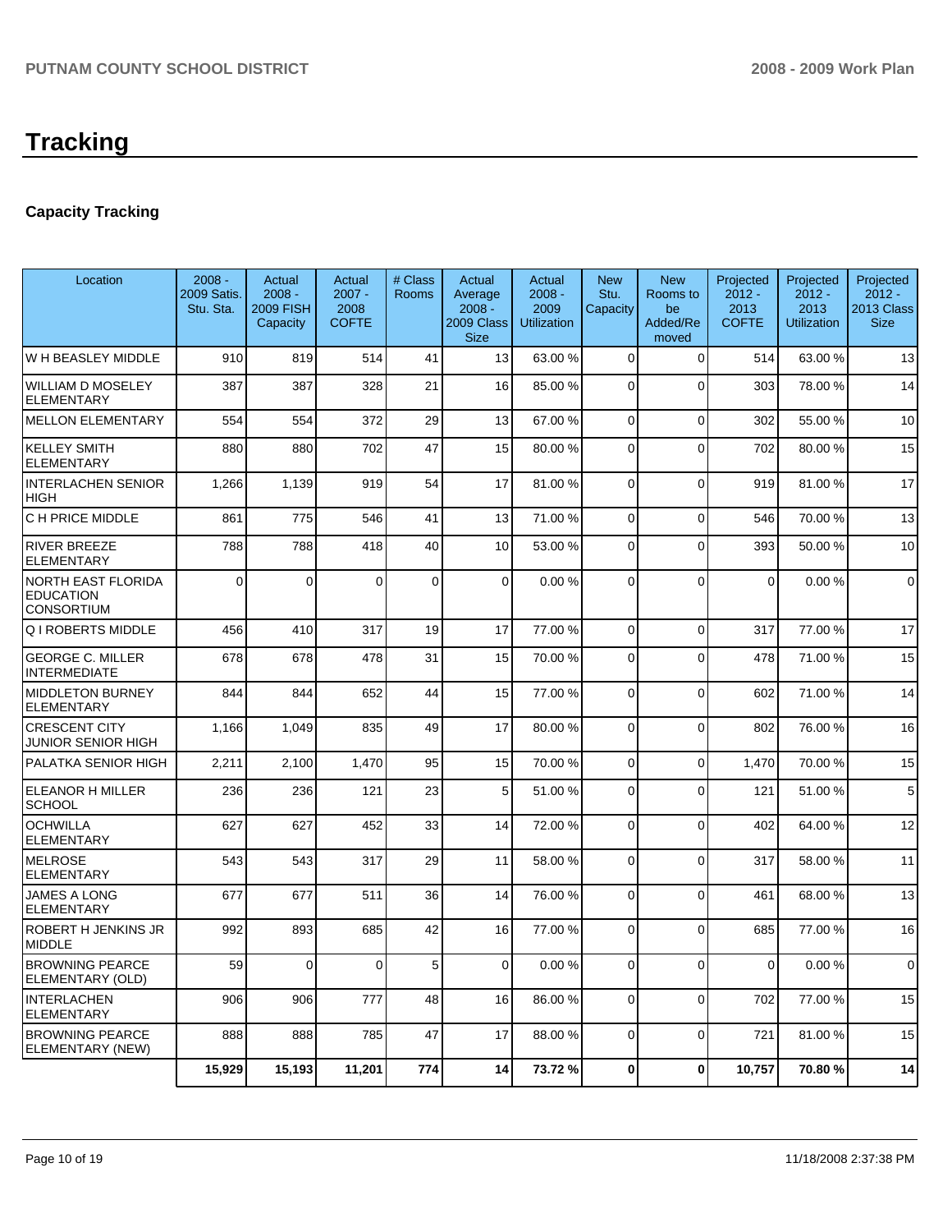# Tracking

## Capacity Tracking

| Location | 2008 - 2009 Satis. Stu. Sta. | Actual 2008 - 2009 FISH Capacity | Actual 2007 - 2008 COFTE | # Class Rooms | Actual Average 2008 - 2009 Class Size | Actual 2008 - 2009 Utilization | New Stu. Capacity | New Rooms to be Added/Removed | Projected 2012 - 2013 COFTE | Projected 2012 - 2013 Utilization | Projected 2012 - 2013 Class Size |
|---|---|---|---|---|---|---|---|---|---|---|---|
| W H BEASLEY MIDDLE | 910 | 819 | 514 | 41 | 13 | 63.00 % | 0 | 0 | 514 | 63.00 % | 13 |
| WILLIAM D MOSELEY ELEMENTARY | 387 | 387 | 328 | 21 | 16 | 85.00 % | 0 | 0 | 303 | 78.00 % | 14 |
| MELLON ELEMENTARY | 554 | 554 | 372 | 29 | 13 | 67.00 % | 0 | 0 | 302 | 55.00 % | 10 |
| KELLEY SMITH ELEMENTARY | 880 | 880 | 702 | 47 | 15 | 80.00 % | 0 | 0 | 702 | 80.00 % | 15 |
| INTERLACHEN SENIOR HIGH | 1,266 | 1,139 | 919 | 54 | 17 | 81.00 % | 0 | 0 | 919 | 81.00 % | 17 |
| C H PRICE MIDDLE | 861 | 775 | 546 | 41 | 13 | 71.00 % | 0 | 0 | 546 | 70.00 % | 13 |
| RIVER BREEZE ELEMENTARY | 788 | 788 | 418 | 40 | 10 | 53.00 % | 0 | 0 | 393 | 50.00 % | 10 |
| NORTH EAST FLORIDA EDUCATION CONSORTIUM | 0 | 0 | 0 | 0 | 0 | 0.00 % | 0 | 0 | 0 | 0.00 % | 0 |
| Q I ROBERTS MIDDLE | 456 | 410 | 317 | 19 | 17 | 77.00 % | 0 | 0 | 317 | 77.00 % | 17 |
| GEORGE C. MILLER INTERMEDIATE | 678 | 678 | 478 | 31 | 15 | 70.00 % | 0 | 0 | 478 | 71.00 % | 15 |
| MIDDLETON BURNEY ELEMENTARY | 844 | 844 | 652 | 44 | 15 | 77.00 % | 0 | 0 | 602 | 71.00 % | 14 |
| CRESCENT CITY JUNIOR SENIOR HIGH | 1,166 | 1,049 | 835 | 49 | 17 | 80.00 % | 0 | 0 | 802 | 76.00 % | 16 |
| PALATKA SENIOR HIGH | 2,211 | 2,100 | 1,470 | 95 | 15 | 70.00 % | 0 | 0 | 1,470 | 70.00 % | 15 |
| ELEANOR H MILLER SCHOOL | 236 | 236 | 121 | 23 | 5 | 51.00 % | 0 | 0 | 121 | 51.00 % | 5 |
| OCHWILLA ELEMENTARY | 627 | 627 | 452 | 33 | 14 | 72.00 % | 0 | 0 | 402 | 64.00 % | 12 |
| MELROSE ELEMENTARY | 543 | 543 | 317 | 29 | 11 | 58.00 % | 0 | 0 | 317 | 58.00 % | 11 |
| JAMES A LONG ELEMENTARY | 677 | 677 | 511 | 36 | 14 | 76.00 % | 0 | 0 | 461 | 68.00 % | 13 |
| ROBERT H JENKINS JR MIDDLE | 992 | 893 | 685 | 42 | 16 | 77.00 % | 0 | 0 | 685 | 77.00 % | 16 |
| BROWNING PEARCE ELEMENTARY (OLD) | 59 | 0 | 0 | 5 | 0 | 0.00 % | 0 | 0 | 0 | 0.00 % | 0 |
| INTERLACHEN ELEMENTARY | 906 | 906 | 777 | 48 | 16 | 86.00 % | 0 | 0 | 702 | 77.00 % | 15 |
| BROWNING PEARCE ELEMENTARY (NEW) | 888 | 888 | 785 | 47 | 17 | 88.00 % | 0 | 0 | 721 | 81.00 % | 15 |
| | **15,929** | **15,193** | **11,201** | **774** | **14** | **73.72 %** | **0** | **0** | **10,757** | **70.80 %** | **14** |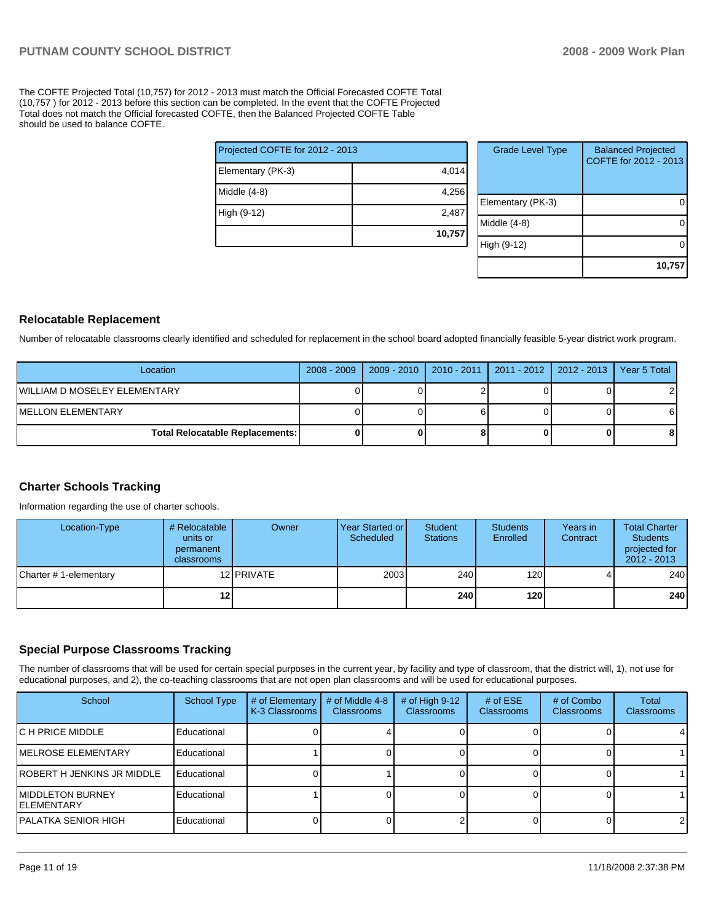The COFTE Projected Total (10,757) for 2012 - 2013 must match the Official Forecasted COFTE Total (10,757 ) for 2012 - 2013 before this section can be completed. In the event that the COFTE Projected Total does not match the Official forecasted COFTE, then the Balanced Projected COFTE Table should be used to balance COFTE.

| Projected COFTE for 2012 - 2013 | |
|---|---|
| Elementary (PK-3) | 4,014 |
| Middle (4-8) | 4,256 |
| High (9-12) | 2,487 |
| | **10,757** |

| Grade Level Type | Balanced Projected COFTE for 2012 - 2013 |
|---|---|
| Elementary (PK-3) | 0 |
| Middle (4-8) | 0 |
| High (9-12) | 0 |
| | **10,757** |

## Relocatable Replacement

Number of relocatable classrooms clearly identified and scheduled for replacement in the school board adopted financially feasible 5-year district work program.

| Location | 2008 - 2009 | 2009 - 2010 | 2010 - 2011 | 2011 - 2012 | 2012 - 2013 | Year 5 Total |
|---|---|---|---|---|---|---|
| WILLIAM D MOSELEY ELEMENTARY | 0 | 0 | 2 | 0 | 0 | 2 |
| MELLON ELEMENTARY | 0 | 0 | 6 | 0 | 0 | 6 |
| **Total Relocatable Replacements:** | **0** | **0** | **8** | **0** | **0** | **8** |

## Charter Schools Tracking

Information regarding the use of charter schools.

| Location-Type | # Relocatable units or permanent classrooms | Owner | Year Started or Scheduled | Student Stations | Students Enrolled | Years in Contract | Total Charter Students projected for 2012 - 2013 |
|---|---|---|---|---|---|---|---|
| Charter # 1-elementary | 12 | PRIVATE | 2003 | 240 | 120 | 4 | 240 |
| | **12** | | | **240** | **120** | | **240** |

## Special Purpose Classrooms Tracking

The number of classrooms that will be used for certain special purposes in the current year, by facility and type of classroom, that the district will, 1), not use for educational purposes, and 2), the co-teaching classrooms that are not open plan classrooms and will be used for educational purposes.

| School | School Type | # of Elementary K-3 Classrooms | # of Middle 4-8 Classrooms | # of High 9-12 Classrooms | # of ESE Classrooms | # of Combo Classrooms | Total Classrooms |
|---|---|---|---|---|---|---|---|
| C H PRICE MIDDLE | Educational | 0 | 4 | 0 | 0 | 0 | 4 |
| MELROSE ELEMENTARY | Educational | 1 | 0 | 0 | 0 | 0 | 1 |
| ROBERT H JENKINS JR MIDDLE | Educational | 0 | 1 | 0 | 0 | 0 | 1 |
| MIDDLETON BURNEY ELEMENTARY | Educational | 1 | 0 | 0 | 0 | 0 | 1 |
| PALATKA SENIOR HIGH | Educational | 0 | 0 | 2 | 0 | 0 | 2 |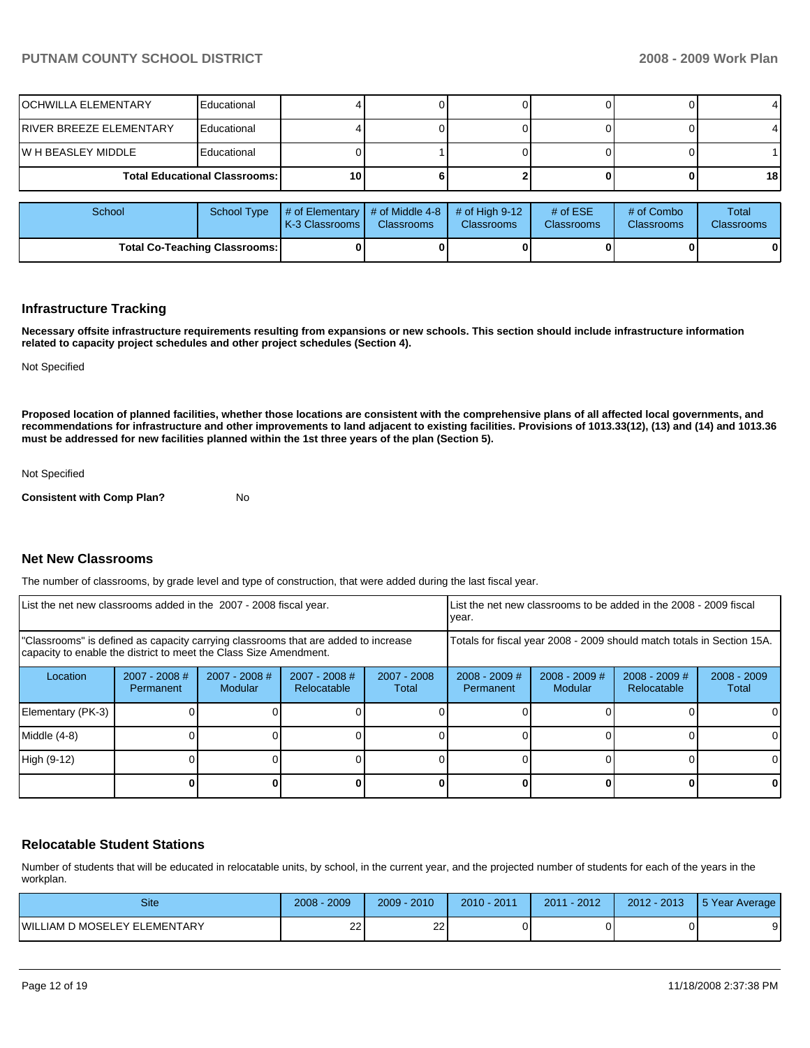| School | School Type | # of Elementary K-3 Classrooms | # of Middle 4-8 Classrooms | # of High 9-12 Classrooms | # of ESE Classrooms | # of Combo Classrooms | Total Classrooms |
|---|---|---|---|---|---|---|---|
| OCHWILLA ELEMENTARY | Educational | 4 | 0 | 0 | 0 | 0 | 4 |
| RIVER BREEZE ELEMENTARY | Educational | 4 | 0 | 0 | 0 | 0 | 4 |
| W H BEASLEY MIDDLE | Educational | 0 | 1 | 0 | 0 | 0 | 1 |
| **Total Educational Classrooms:** | | **10** | **6** | **2** | **0** | **0** | **18** |

| School | School Type | # of Elementary K-3 Classrooms | # of Middle 4-8 Classrooms | # of High 9-12 Classrooms | # of ESE Classrooms | # of Combo Classrooms | Total Classrooms |
|---|---|---|---|---|---|---|---|
| **Total Co-Teaching Classrooms:** | | **0** | **0** | **0** | **0** | **0** | **0** |

## Infrastructure Tracking

**Necessary offsite infrastructure requirements resulting from expansions or new schools. This section should include infrastructure information related to capacity project schedules and other project schedules (Section 4).**

Not Specified

**Proposed location of planned facilities, whether those locations are consistent with the comprehensive plans of all affected local governments, and recommendations for infrastructure and other improvements to land adjacent to existing facilities. Provisions of 1013.33(12), (13) and (14) and 1013.36 must be addressed for new facilities planned within the 1st three years of the plan (Section 5).**

Not Specified

**Consistent with Comp Plan?** No

## Net New Classrooms

The number of classrooms, by grade level and type of construction, that were added during the last fiscal year.

| List the net new classrooms added in the 2007 - 2008 fiscal year. | | | | | List the net new classrooms to be added in the 2008 - 2009 fiscal year. | | | |
|---|---|---|---|---|---|---|---|---|
| "Classrooms" is defined as capacity carrying classrooms that are added to increase capacity to enable the district to meet the Class Size Amendment. | | | | | Totals for fiscal year 2008 - 2009 should match totals in Section 15A. | | | |
| Location | 2007 - 2008 # Permanent | 2007 - 2008 # Modular | 2007 - 2008 # Relocatable | 2007 - 2008 Total | 2008 - 2009 # Permanent | 2008 - 2009 # Modular | 2008 - 2009 # Relocatable | 2008 - 2009 Total |
| Elementary (PK-3) | 0 | 0 | 0 | 0 | 0 | 0 | 0 | 0 |
| Middle (4-8) | 0 | 0 | 0 | 0 | 0 | 0 | 0 | 0 |
| High (9-12) | 0 | 0 | 0 | 0 | 0 | 0 | 0 | 0 |
| | **0** | **0** | **0** | **0** | **0** | **0** | **0** | **0** |

## Relocatable Student Stations

Number of students that will be educated in relocatable units, by school, in the current year, and the projected number of students for each of the years in the workplan.

| Site | 2008 - 2009 | 2009 - 2010 | 2010 - 2011 | 2011 - 2012 | 2012 - 2013 | 5 Year Average |
|---|---|---|---|---|---|---|
| WILLIAM D MOSELEY ELEMENTARY | 22 | 22 | 0 | 0 | 0 | 9 |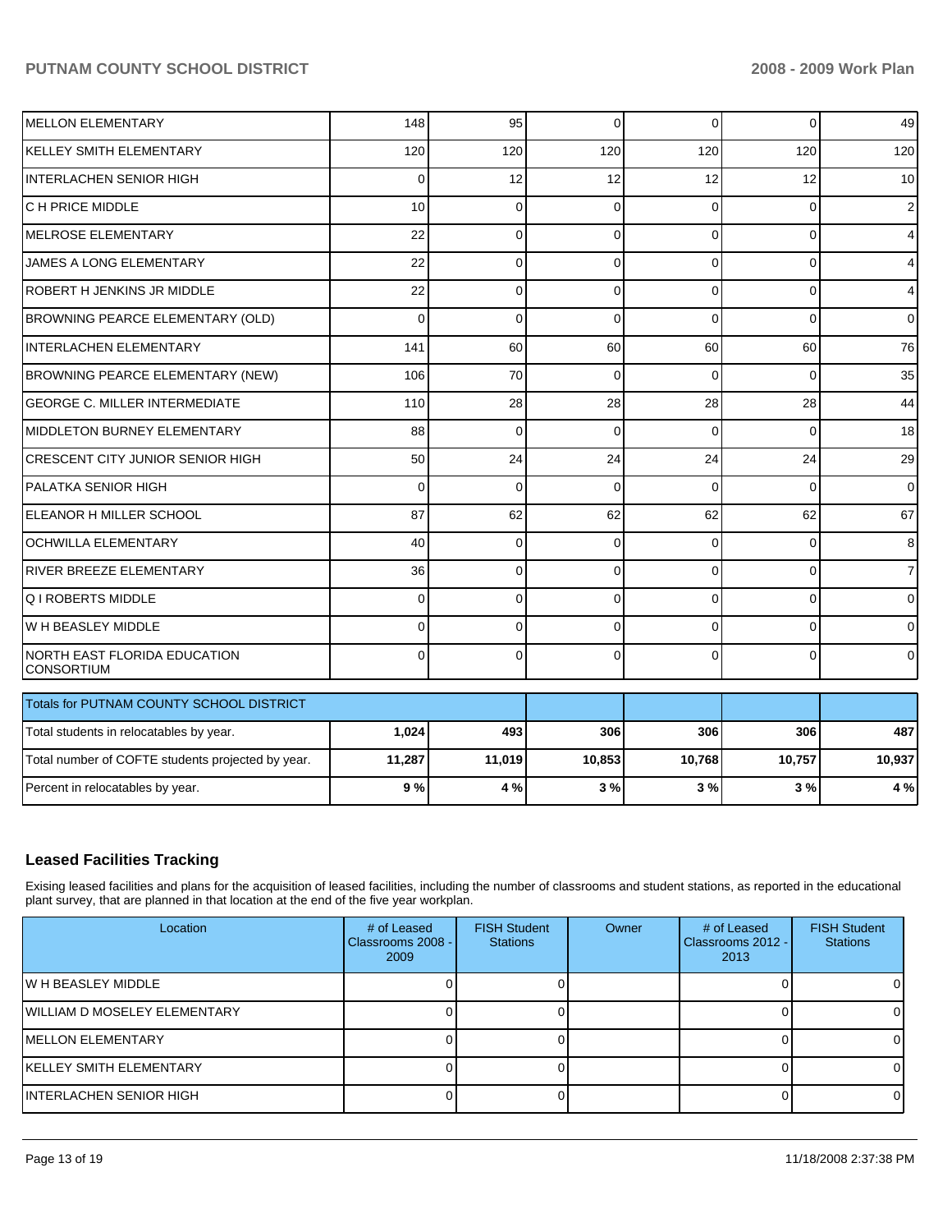| | | | | | | |
|---|---|---|---|---|---|---|
| MELLON ELEMENTARY | 148 | 95 | 0 | 0 | 0 | 49 |
| KELLEY SMITH ELEMENTARY | 120 | 120 | 120 | 120 | 120 | 120 |
| INTERLACHEN SENIOR HIGH | 0 | 12 | 12 | 12 | 12 | 10 |
| C H PRICE MIDDLE | 10 | 0 | 0 | 0 | 0 | 2 |
| MELROSE ELEMENTARY | 22 | 0 | 0 | 0 | 0 | 4 |
| JAMES A LONG ELEMENTARY | 22 | 0 | 0 | 0 | 0 | 4 |
| ROBERT H JENKINS JR MIDDLE | 22 | 0 | 0 | 0 | 0 | 4 |
| BROWNING PEARCE ELEMENTARY (OLD) | 0 | 0 | 0 | 0 | 0 | 0 |
| INTERLACHEN ELEMENTARY | 141 | 60 | 60 | 60 | 60 | 76 |
| BROWNING PEARCE ELEMENTARY (NEW) | 106 | 70 | 0 | 0 | 0 | 35 |
| GEORGE C. MILLER INTERMEDIATE | 110 | 28 | 28 | 28 | 28 | 44 |
| MIDDLETON BURNEY ELEMENTARY | 88 | 0 | 0 | 0 | 0 | 18 |
| CRESCENT CITY JUNIOR SENIOR HIGH | 50 | 24 | 24 | 24 | 24 | 29 |
| PALATKA SENIOR HIGH | 0 | 0 | 0 | 0 | 0 | 0 |
| ELEANOR H MILLER SCHOOL | 87 | 62 | 62 | 62 | 62 | 67 |
| OCHWILLA ELEMENTARY | 40 | 0 | 0 | 0 | 0 | 8 |
| RIVER BREEZE ELEMENTARY | 36 | 0 | 0 | 0 | 0 | 7 |
| Q I ROBERTS MIDDLE | 0 | 0 | 0 | 0 | 0 | 0 |
| W H BEASLEY MIDDLE | 0 | 0 | 0 | 0 | 0 | 0 |
| NORTH EAST FLORIDA EDUCATION CONSORTIUM | 0 | 0 | 0 | 0 | 0 | 0 |

| Totals for PUTNAM COUNTY SCHOOL DISTRICT | | | | | | |
|---|---|---|---|---|---|---|
| Total students in relocatables by year. | **1,024** | **493** | **306** | **306** | **306** | **487** |
| Total number of COFTE students projected by year. | **11,287** | **11,019** | **10,853** | **10,768** | **10,757** | **10,937** |
| Percent in relocatables by year. | **9 %** | **4 %** | **3 %** | **3 %** | **3 %** | **4 %** |

## Leased Facilities Tracking

Exising leased facilities and plans for the acquisition of leased facilities, including the number of classrooms and student stations, as reported in the educational plant survey, that are planned in that location at the end of the five year workplan.

| Location | # of Leased Classrooms 2008 - 2009 | FISH Student Stations | Owner | # of Leased Classrooms 2012 - 2013 | FISH Student Stations |
|---|---|---|---|---|---|
| W H BEASLEY MIDDLE | 0 | 0 | | 0 | 0 |
| WILLIAM D MOSELEY ELEMENTARY | 0 | 0 | | 0 | 0 |
| MELLON ELEMENTARY | 0 | 0 | | 0 | 0 |
| KELLEY SMITH ELEMENTARY | 0 | 0 | | 0 | 0 |
| INTERLACHEN SENIOR HIGH | 0 | 0 | | 0 | 0 |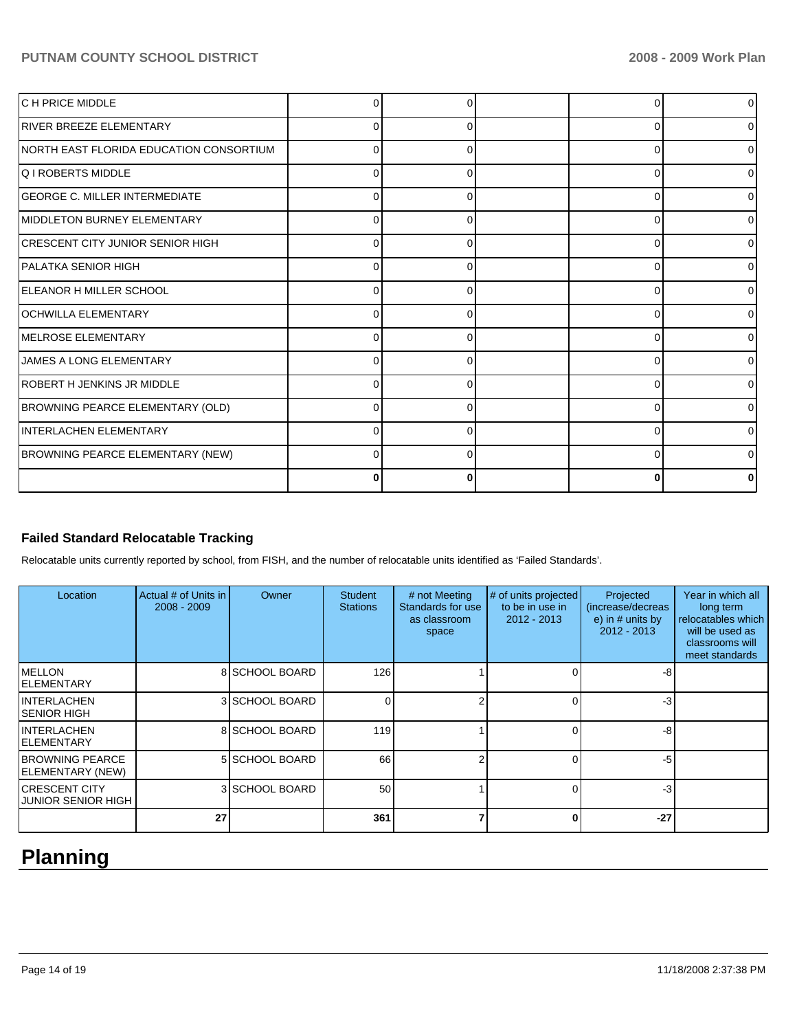| | | | | | |
|---|---|---|---|---|---|
| C H PRICE MIDDLE | 0 | 0 | | 0 | 0 |
| RIVER BREEZE ELEMENTARY | 0 | 0 | | 0 | 0 |
| NORTH EAST FLORIDA EDUCATION CONSORTIUM | 0 | 0 | | 0 | 0 |
| Q I ROBERTS MIDDLE | 0 | 0 | | 0 | 0 |
| GEORGE C. MILLER INTERMEDIATE | 0 | 0 | | 0 | 0 |
| MIDDLETON BURNEY ELEMENTARY | 0 | 0 | | 0 | 0 |
| CRESCENT CITY JUNIOR SENIOR HIGH | 0 | 0 | | 0 | 0 |
| PALATKA SENIOR HIGH | 0 | 0 | | 0 | 0 |
| ELEANOR H MILLER SCHOOL | 0 | 0 | | 0 | 0 |
| OCHWILLA ELEMENTARY | 0 | 0 | | 0 | 0 |
| MELROSE ELEMENTARY | 0 | 0 | | 0 | 0 |
| JAMES A LONG ELEMENTARY | 0 | 0 | | 0 | 0 |
| ROBERT H JENKINS JR MIDDLE | 0 | 0 | | 0 | 0 |
| BROWNING PEARCE ELEMENTARY (OLD) | 0 | 0 | | 0 | 0 |
| INTERLACHEN ELEMENTARY | 0 | 0 | | 0 | 0 |
| BROWNING PEARCE ELEMENTARY (NEW) | 0 | 0 | | 0 | 0 |
| | **0** | **0** | | **0** | **0** |

### Failed Standard Relocatable Tracking

Relocatable units currently reported by school, from FISH, and the number of relocatable units identified as 'Failed Standards'.

| Location | Actual # of Units in 2008 - 2009 | Owner | Student Stations | # not Meeting Standards for use as classroom space | # of units projected to be in use in 2012 - 2013 | Projected (increase/decrease) in # units by 2012 - 2013 | Year in which all long term relocatables which will be used as classrooms will meet standards |
|---|---|---|---|---|---|---|---|
| MELLON ELEMENTARY | 8 | SCHOOL BOARD | 126 | 1 | 0 | -8 | |
| INTERLACHEN SENIOR HIGH | 3 | SCHOOL BOARD | 0 | 2 | 0 | -3 | |
| INTERLACHEN ELEMENTARY | 8 | SCHOOL BOARD | 119 | 1 | 0 | -8 | |
| BROWNING PEARCE ELEMENTARY (NEW) | 5 | SCHOOL BOARD | 66 | 2 | 0 | -5 | |
| CRESCENT CITY JUNIOR SENIOR HIGH | 3 | SCHOOL BOARD | 50 | 1 | 0 | -3 | |
| | **27** | | **361** | **7** | **0** | **-27** | |

# Planning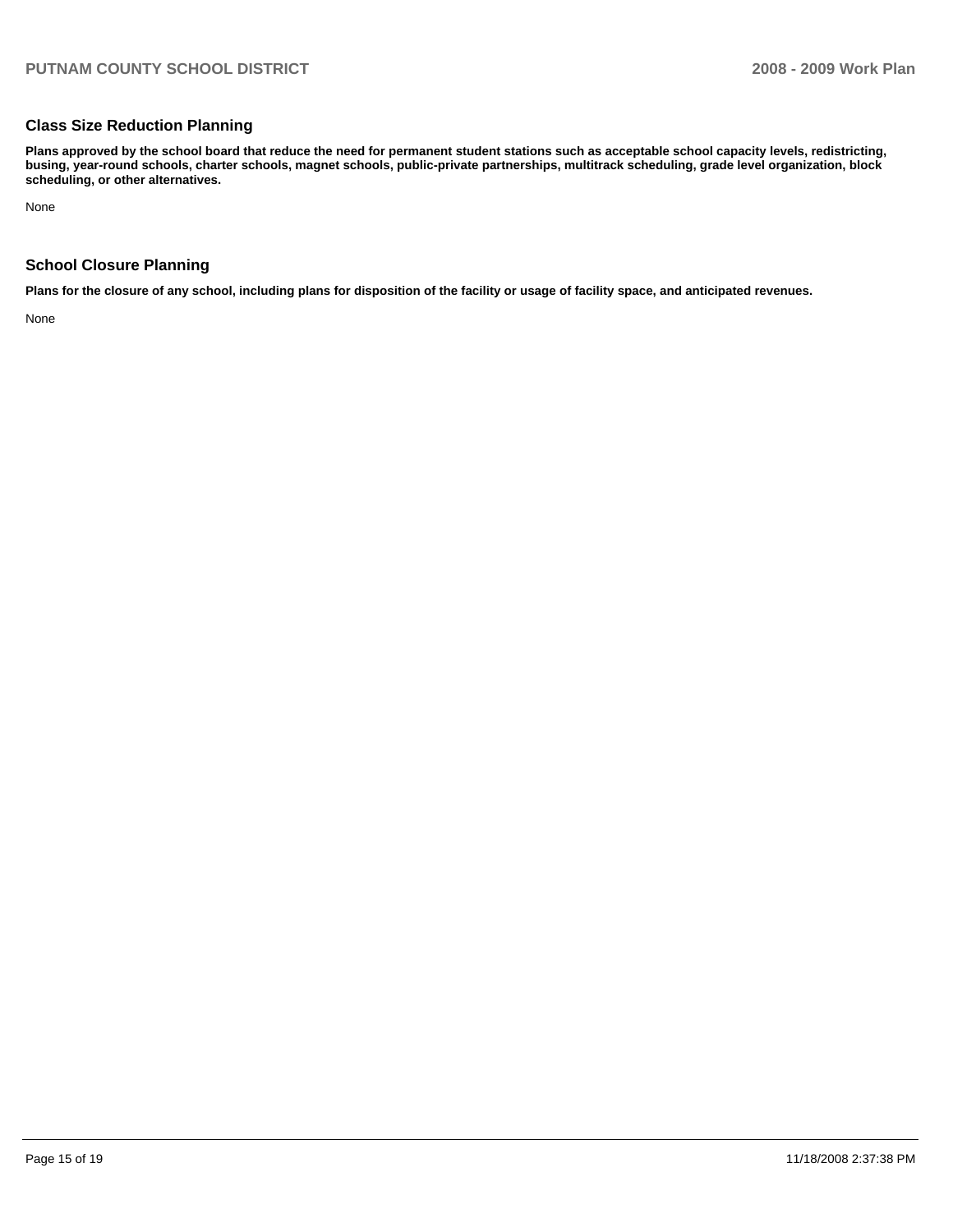## Class Size Reduction Planning

**Plans approved by the school board that reduce the need for permanent student stations such as acceptable school capacity levels, redistricting, busing, year-round schools, charter schools, magnet schools, public-private partnerships, multitrack scheduling, grade level organization, block scheduling, or other alternatives.**

None

## School Closure Planning

**Plans for the closure of any school, including plans for disposition of the facility or usage of facility space, and anticipated revenues.**

None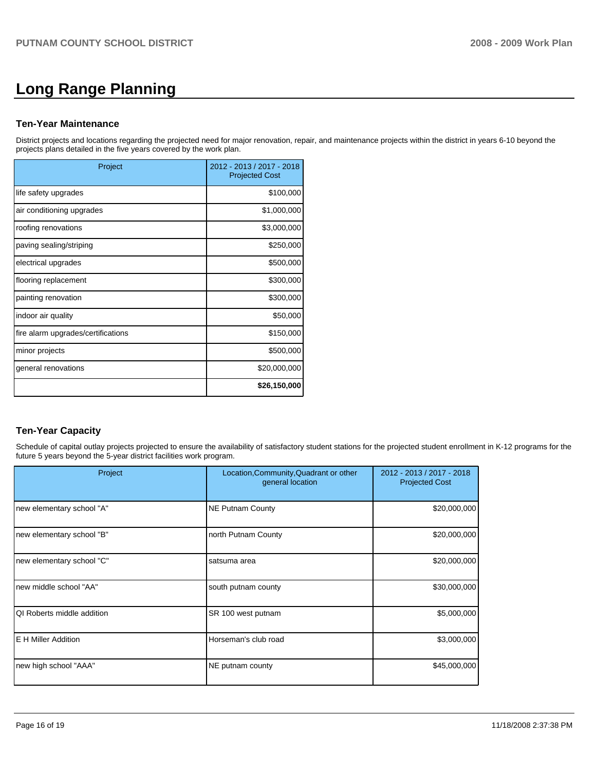# Long Range Planning

### Ten-Year Maintenance

District projects and locations regarding the projected need for major renovation, repair, and maintenance projects within the district in years 6-10 beyond the projects plans detailed in the five years covered by the work plan.

| Project | 2012 - 2013 / 2017 - 2018 Projected Cost |
|---|---:|
| life safety upgrades | $100,000 |
| air conditioning upgrades | $1,000,000 |
| roofing renovations | $3,000,000 |
| paving sealing/striping | $250,000 |
| electrical upgrades | $500,000 |
| flooring replacement | $300,000 |
| painting renovation | $300,000 |
| indoor air quality | $50,000 |
| fire alarm upgrades/certifications | $150,000 |
| minor projects | $500,000 |
| general renovations | $20,000,000 |
| | **$26,150,000** |

### Ten-Year Capacity

Schedule of capital outlay projects projected to ensure the availability of satisfactory student stations for the projected student enrollment in K-12 programs for the future 5 years beyond the 5-year district facilities work program.

| Project | Location,Community,Quadrant or other general location | 2012 - 2013 / 2017 - 2018 Projected Cost |
|---|---|---:|
| new elementary school "A" | NE Putnam County | $20,000,000 |
| new elementary school "B" | north Putnam County | $20,000,000 |
| new elementary school "C" | satsuma area | $20,000,000 |
| new middle school "AA" | south putnam county | $30,000,000 |
| Ql Roberts middle addition | SR 100 west putnam | $5,000,000 |
| E H Miller Addition | Horseman's club road | $3,000,000 |
| new high school "AAA" | NE putnam county | $45,000,000 |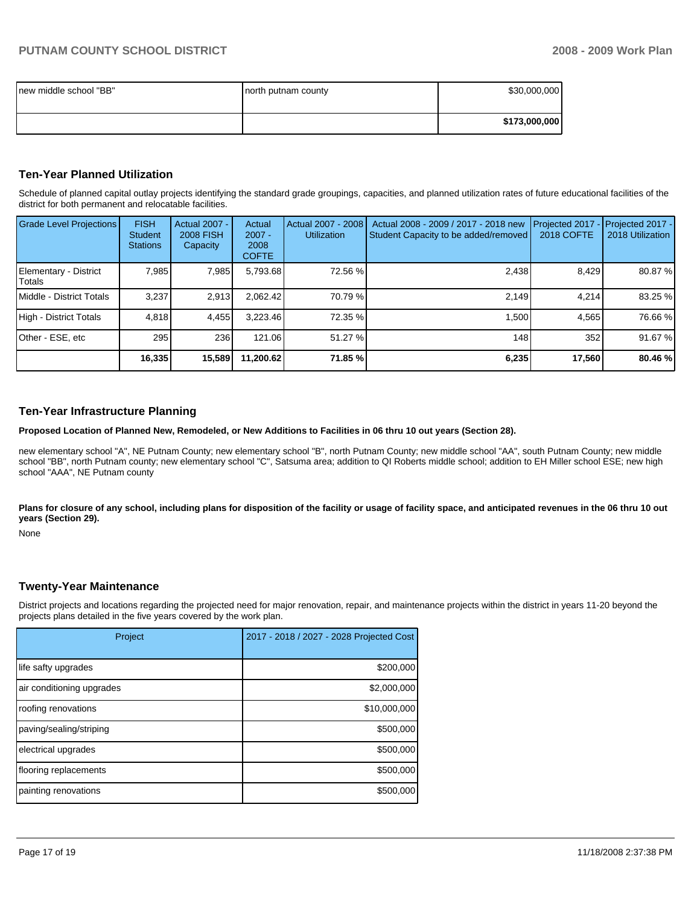| | | |
|---|---|---|
| new middle school "BB" | north putnam county | $30,000,000 |
| | | **$173,000,000** |

## Ten-Year Planned Utilization

Schedule of planned capital outlay projects identifying the standard grade groupings, capacities, and planned utilization rates of future educational facilities of the district for both permanent and relocatable facilities.

| Grade Level Projections | FISH Student Stations | Actual 2007 - 2008 FISH Capacity | Actual 2007 - 2008 COFTE | Actual 2007 - 2008 Utilization | Actual 2008 - 2009 / 2017 - 2018 new Student Capacity to be added/removed | Projected 2017 - 2018 COFTE | Projected 2017 - 2018 Utilization |
|---|---|---|---|---|---|---|---|
| Elementary - District Totals | 7,985 | 7,985 | 5,793.68 | 72.56 % | 2,438 | 8,429 | 80.87 % |
| Middle - District Totals | 3,237 | 2,913 | 2,062.42 | 70.79 % | 2,149 | 4,214 | 83.25 % |
| High - District Totals | 4,818 | 4,455 | 3,223.46 | 72.35 % | 1,500 | 4,565 | 76.66 % |
| Other - ESE, etc | 295 | 236 | 121.06 | 51.27 % | 148 | 352 | 91.67 % |
| | **16,335** | **15,589** | **11,200.62** | **71.85 %** | **6,235** | **17,560** | **80.46 %** |

## Ten-Year Infrastructure Planning

**Proposed Location of Planned New, Remodeled, or New Additions to Facilities in 06 thru 10 out years (Section 28).**

new elementary school "A", NE Putnam County; new elementary school "B", north Putnam County; new middle school "AA", south Putnam County; new middle school "BB", north Putnam county; new elementary school "C", Satsuma area; addition to QI Roberts middle school; addition to EH Miller school ESE; new high school "AAA", NE Putnam county

**Plans for closure of any school, including plans for disposition of the facility or usage of facility space, and anticipated revenues in the 06 thru 10 out years (Section 29).**

None

## Twenty-Year Maintenance

District projects and locations regarding the projected need for major renovation, repair, and maintenance projects within the district in years 11-20 beyond the projects plans detailed in the five years covered by the work plan.

| Project | 2017 - 2018 / 2027 - 2028 Projected Cost |
|---|---|
| life safty upgrades | $200,000 |
| air conditioning upgrades | $2,000,000 |
| roofing renovations | $10,000,000 |
| paving/sealing/striping | $500,000 |
| electrical upgrades | $500,000 |
| flooring replacements | $500,000 |
| painting renovations | $500,000 |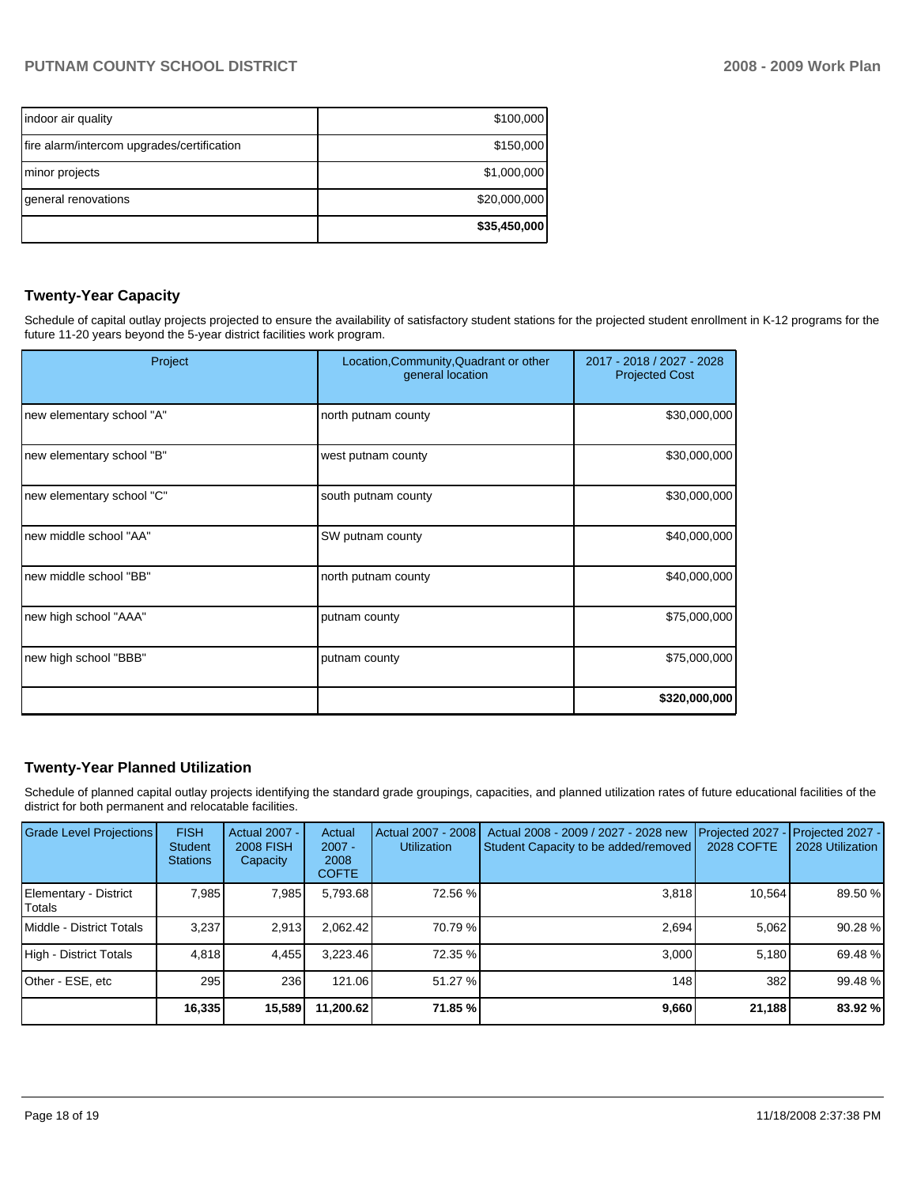| | |
|---|---|
| indoor air quality | $100,000 |
| fire alarm/intercom upgrades/certification | $150,000 |
| minor projects | $1,000,000 |
| general renovations | $20,000,000 |
| | **$35,450,000** |

## Twenty-Year Capacity

Schedule of capital outlay projects projected to ensure the availability of satisfactory student stations for the projected student enrollment in K-12 programs for the future 11-20 years beyond the 5-year district facilities work program.

| Project | Location,Community,Quadrant or other general location | 2017 - 2018 / 2027 - 2028 Projected Cost |
|---|---|---|
| new elementary school "A" | north putnam county | $30,000,000 |
| new elementary school "B" | west putnam county | $30,000,000 |
| new elementary school "C" | south putnam county | $30,000,000 |
| new middle school "AA" | SW putnam county | $40,000,000 |
| new middle school "BB" | north putnam county | $40,000,000 |
| new high school "AAA" | putnam county | $75,000,000 |
| new high school "BBB" | putnam county | $75,000,000 |
| | | **$320,000,000** |

## Twenty-Year Planned Utilization

Schedule of planned capital outlay projects identifying the standard grade groupings, capacities, and planned utilization rates of future educational facilities of the district for both permanent and relocatable facilities.

| Grade Level Projections | FISH Student Stations | Actual 2007 - 2008 FISH Capacity | Actual 2007 - 2008 COFTE | Actual 2007 - 2008 Utilization | Actual 2008 - 2009 / 2027 - 2028 new Student Capacity to be added/removed | Projected 2027 - 2028 COFTE | Projected 2027 - 2028 Utilization |
|---|---|---|---|---|---|---|---|
| Elementary - District Totals | 7,985 | 7,985 | 5,793.68 | 72.56 % | 3,818 | 10,564 | 89.50 % |
| Middle - District Totals | 3,237 | 2,913 | 2,062.42 | 70.79 % | 2,694 | 5,062 | 90.28 % |
| High - District Totals | 4,818 | 4,455 | 3,223.46 | 72.35 % | 3,000 | 5,180 | 69.48 % |
| Other - ESE, etc | 295 | 236 | 121.06 | 51.27 % | 148 | 382 | 99.48 % |
| | **16,335** | **15,589** | **11,200.62** | **71.85 %** | **9,660** | **21,188** | **83.92 %** |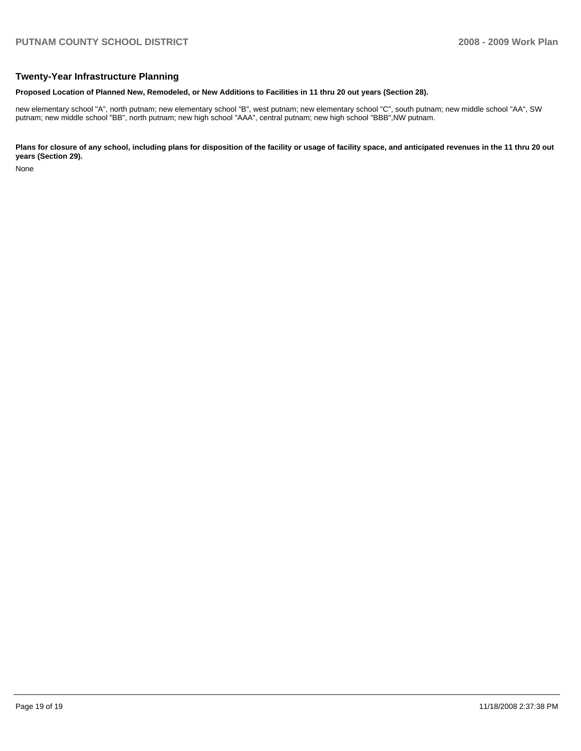## Twenty-Year Infrastructure Planning

**Proposed Location of Planned New, Remodeled, or New Additions to Facilities in 11 thru 20 out years (Section 28).**

new elementary school "A", north putnam; new elementary school "B", west putnam; new elementary school "C", south putnam; new middle school "AA", SW putnam; new middle school "BB", north putnam; new high school "AAA", central putnam; new high school "BBB",NW putnam.

**Plans for closure of any school, including plans for disposition of the facility or usage of facility space, and anticipated revenues in the 11 thru 20 out years (Section 29).**

None